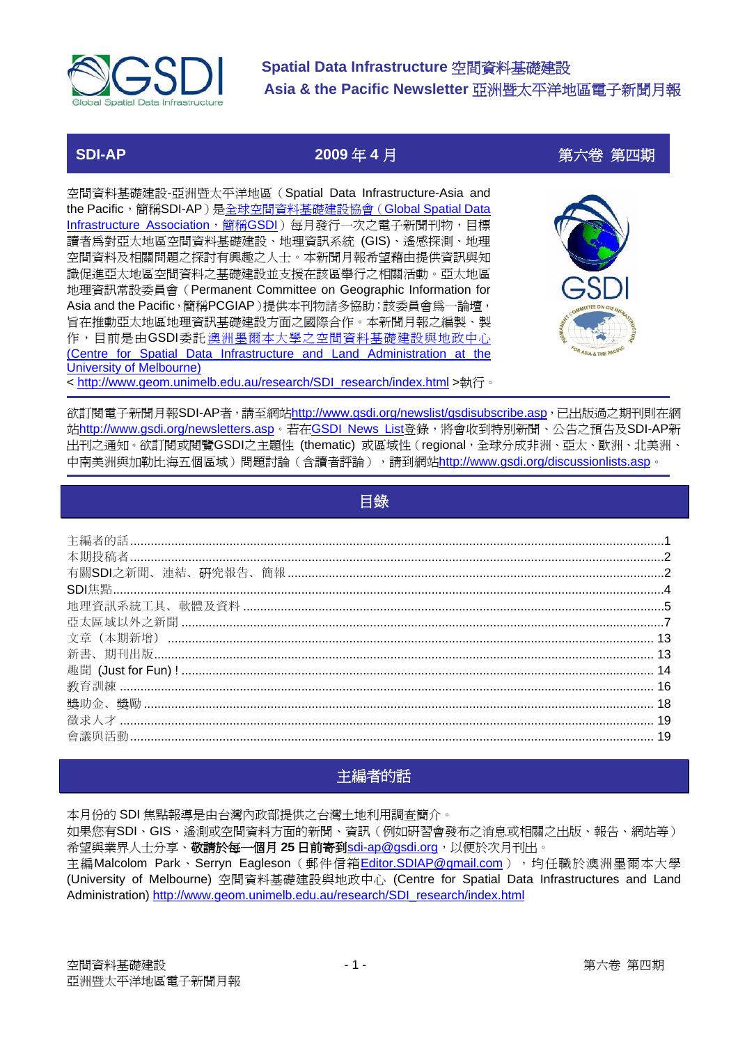# Spatial Data Infrastructure 空間資料基礎建設
# Asia & the Pacific Newsletter 亞洲暨太平洋地區電子新聞月報

**SDI-AP　　2009 年 4 月　　第六卷 第四期**

空間資料基礎建設-亞洲暨太平洋地區（Spatial Data Infrastructure-Asia and the Pacific，簡稱SDI-AP）是全球空間資料基礎建設協會（Global Spatial Data Infrastructure Association，簡稱GSDI）每月發行一次之電子新聞刊物，目標讀者為對亞太地區空間資料基礎建設、地理資訊系統 (GIS)、遙感探測、地理空間資料及相關問題之探討有興趣之人士。本新聞月報希望藉由提供資訊與知識促進亞太地區空間資料之基礎建設並支援在該區舉行之相關活動。亞太地區地理資訊常設委員會（Permanent Committee on Geographic Information for Asia and the Pacific，簡稱PCGIAP）提供本刊物諸多協助；該委員會為一論壇，旨在推動亞太地區地理資訊基礎建設方面之國際合作。本新聞月報之編製、製作，目前是由GSDI委託澳洲墨爾本大學之空間資料基礎建設與地政中心 (Centre for Spatial Data Infrastructure and Land Administration at the University of Melbourne) < http://www.geom.unimelb.edu.au/research/SDI_research/index.html >執行。

欲訂閱電子新聞月報SDI-AP者，請至網站http://www.gsdi.org/newslist/gsdisubscribe.asp，已出版過之期刊則在網站http://www.gsdi.org/newsletters.asp。若在GSDI News List登錄，將會收到特別新聞、公告之預告及SDI-AP新出刊之通知。欲訂閱或閱覽GSDI之主題性 (thematic) 或區域性（regional，全球分成非洲、亞太、歐洲、北美洲、中南美洲與加勒比海五個區域）問題討論（含讀者評論），請到網站http://www.gsdi.org/discussionlists.asp。

## 目錄

主編者的話 ........ 1
本期投稿者 ........ 2
有關SDI之新聞、連結、研究報告、簡報 ........ 2
SDI焦點 ........ 4
地理資訊系統工具、軟體及資料 ........ 5
亞太區域以外之新聞 ........ 7
文章（本期新增） ........ 13
新書、期刊出版 ........ 13
趣聞 (Just for Fun)! ........ 14
教育訓練 ........ 16
獎助金、獎勵 ........ 18
徵求人才 ........ 19
會議與活動 ........ 19

## 主編者的話

本月份的 SDI 焦點報導是由台灣內政部提供之台灣土地利用調查簡介。

如果您有SDI、GIS、遙測或空間資料方面的新聞、資訊（例如研習會發布之消息或相關之出版、報告、網站等）希望與業界人士分享、**敬請於每一個月 25 日前寄到**sdi-ap@gsdi.org，以便於次月刊出。

主編Malcolm Park、Serryn Eagleson（郵件信箱Editor.SDIAP@gmail.com），均任職於澳洲墨爾本大學 (University of Melbourne) 空間資料基礎建設與地政中心 (Centre for Spatial Data Infrastructures and Land Administration) http://www.geom.unimelb.edu.au/research/SDI_research/index.html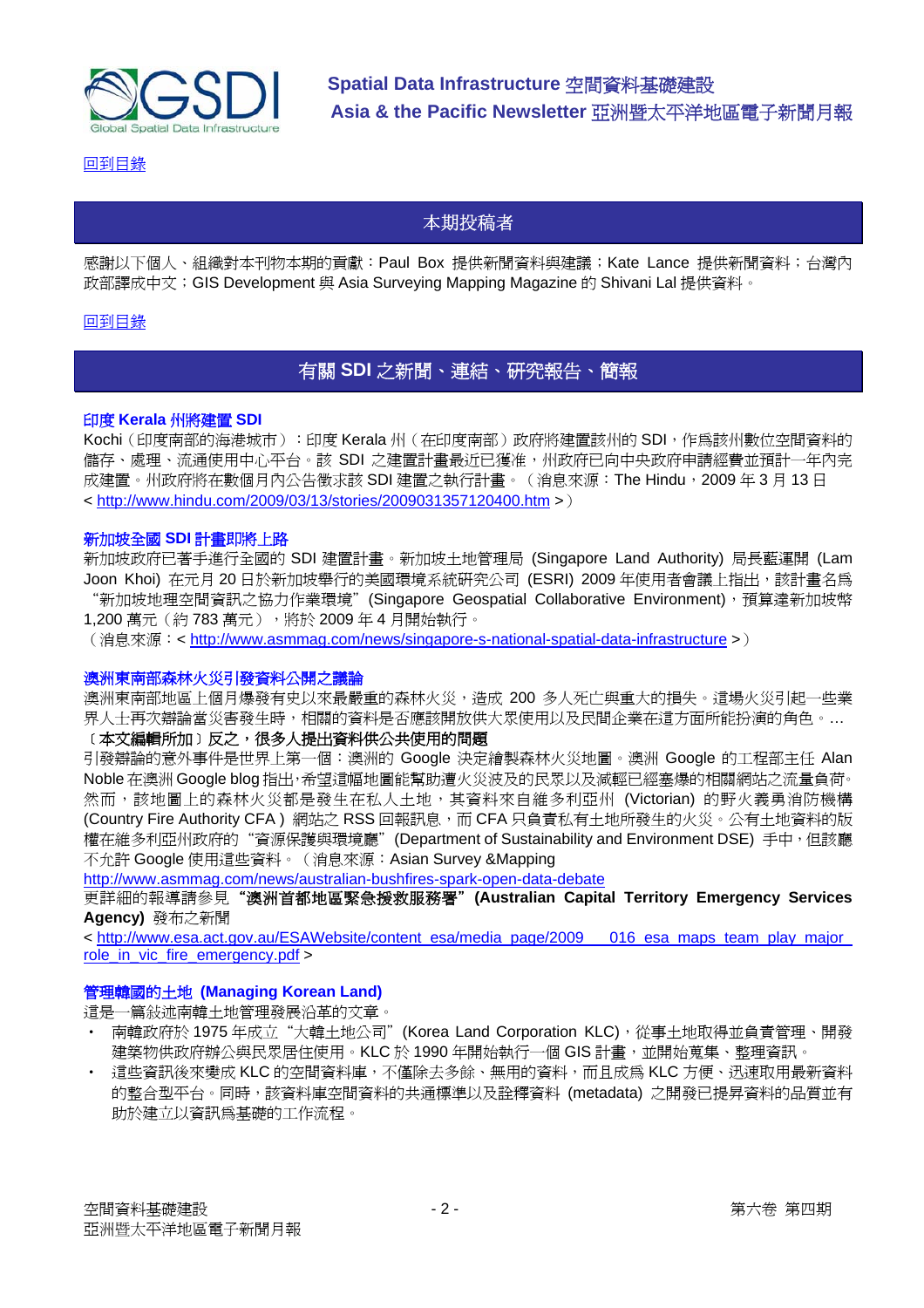回到目錄

## 本期投稿者

感謝以下個人、組織對本刊物本期的貢獻：Paul Box 提供新聞資料與建議；Kate Lance 提供新聞資料；台灣內政部譯成中文；GIS Development 與 Asia Surveying Mapping Magazine 的 Shivani Lal 提供資料。

回到目錄

## 有關 SDI 之新聞、連結、研究報告、簡報

### 印度 Kerala 州將建置 SDI

Kochi（印度南部的海港城市）：印度 Kerala 州（在印度南部）政府將建置該州的 SDI，作爲該州數位空間資料的儲存、處理、流通使用中心平台。該 SDI 之建置計畫最近已獲准，州政府已向中央政府申請經費並預計一年內完成建置。州政府將在數個月內公告徵求該 SDI 建置之執行計畫。（消息來源：The Hindu，2009 年 3 月 13 日 < http://www.hindu.com/2009/03/13/stories/2009031357120400.htm >）

### 新加坡全國 SDI 計畫即將上路

新加坡政府已著手進行全國的 SDI 建置計畫。新加坡土地管理局 (Singapore Land Authority) 局長藍運開 (Lam Joon Khoi) 在元月 20 日於新加坡舉行的美國環境系統研究公司 (ESRI) 2009 年使用者會議上指出，該計畫名爲 “新加坡地理空間資訊之協力作業環境”(Singapore Geospatial Collaborative Environment)，預算達新加坡幣 1,200 萬元（約 783 萬元），將於 2009 年 4 月開始執行。

（消息來源：< http://www.asmmag.com/news/singapore-s-national-spatial-data-infrastructure >）

### 澳洲東南部森林火災引發資料公開之議論

澳洲東南部地區上個月爆發有史以來最嚴重的森林火災，造成 200 多人死亡與重大的損失。這場火災引起一些業界人士再次辯論當災害發生時，相關的資料是否應該開放供大眾使用以及民間企業在這方面所能扮演的角色。…

〔本文編輯所加〕反之，很多人提出資料供公共使用的問題

引發辯論的意外事件是世界上第一個：澳洲的 Google 決定繪製森林火災地圖。澳洲 Google 的工程部主任 Alan Noble 在澳洲 Google blog 指出，希望這幅地圖能幫助遭火災波及的民眾以及減輕已經塞爆的相關網站之流量負荷。然而，該地圖上的森林火災都是發生在私人土地，其資料來自維多利亞州 (Victorian) 的野火義勇消防機構 (Country Fire Authority CFA ) 網站之 RSS 回報訊息，而 CFA 只負責私有土地所發生的火災。公有土地資料的版權在維多利亞州政府的 “資源保護與環境廳”(Department of Sustainability and Environment DSE) 手中，但該廳不允許 Google 使用這些資料。（消息來源：Asian Survey &Mapping

http://www.asmmag.com/news/australian-bushfires-spark-open-data-debate

更詳細的報導請參見 **“澳洲首都地區緊急援救服務署”(Australian Capital Territory Emergency Services Agency)** 發布之新聞

< http://www.esa.act.gov.au/ESAWebsite/content_esa/media_page/2009___016_esa_maps_team_play_major_role_in_vic_fire_emergency.pdf >

### 管理韓國的土地 (Managing Korean Land)

這是一篇敘述南韓土地管理發展沿革的文章。

- 南韓政府於 1975 年成立 “大韓土地公司”(Korea Land Corporation KLC)，從事土地取得並負責管理、開發建築物供政府辦公與民眾居住使用。KLC 於 1990 年開始執行一個 GIS 計畫，並開始蒐集、整理資訊。
- 這些資訊後來變成 KLC 的空間資料庫，不僅除去多餘、無用的資料，而且成爲 KLC 方便、迅速取用最新資料的整合型平台。同時，該資料庫空間資料的共通標準以及詮釋資料 (metadata) 之開發已提昇資料的品質並有助於建立以資訊爲基礎的工作流程。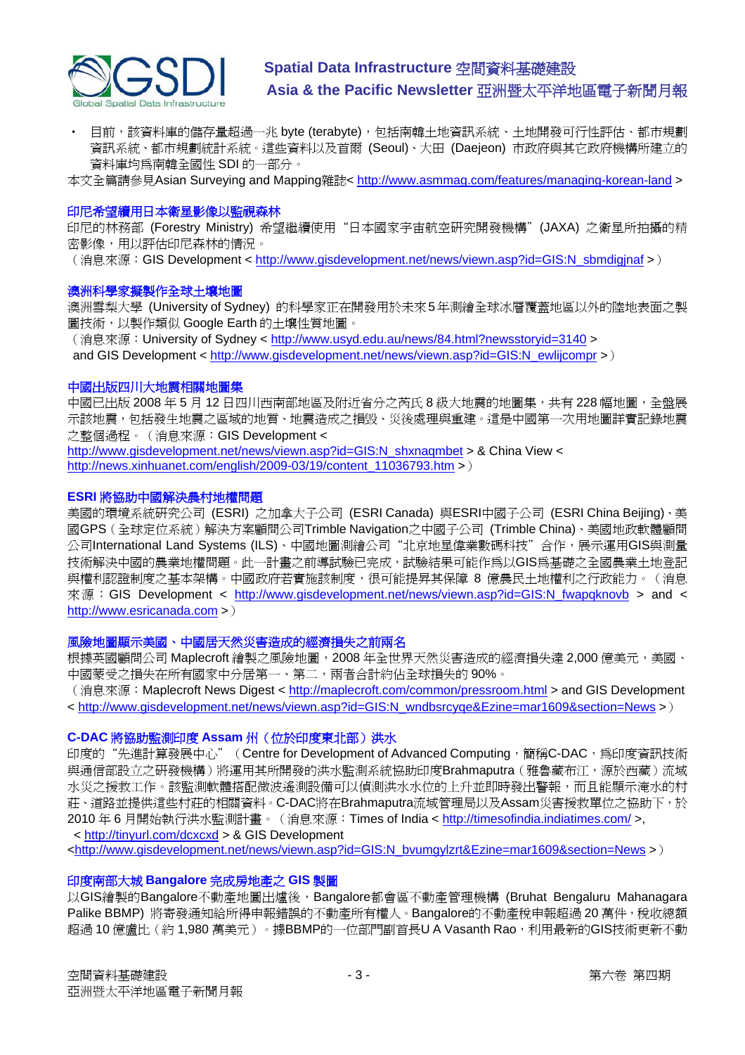- 目前，該資料庫的儲存量超過一兆 byte (terabyte)，包括南韓土地資訊系統、土地開發可行性評估、都市規劃資訊系統、都市規劃統計系統。這些資料以及首爾 (Seoul)、大田 (Daejeon) 市政府與其它政府機構所建立的資料庫均爲南韓全國性 SDI 的一部分。

本文全篇請參見Asian Surveying and Mapping雜誌< http://www.asmmag.com/features/managing-korean-land >

### 印尼希望續用日本衛星影像以監視森林

印尼的林務部 (Forestry Ministry) 希望繼續使用“日本國家宇宙航空研究開發機構”(JAXA) 之衛星所拍攝的精密影像，用以評估印尼森林的情況。

（消息來源：GIS Development < http://www.gisdevelopment.net/news/viewn.asp?id=GIS:N_sbmdigjnaf >）

### 澳洲科學家擬製作全球土壤地圖

澳洲雪梨大學 (University of Sydney) 的科學家正在開發用於未來5年測繪全球冰層覆蓋地區以外的陸地表面之製圖技術，以製作類似 Google Earth 的土壤性質地圖。

（消息來源：University of Sydney < http://www.usyd.edu.au/news/84.html?newsstoryid=3140 > and GIS Development < http://www.gisdevelopment.net/news/viewn.asp?id=GIS:N_ewlijcompr >）

### 中國出版四川大地震相關地圖集

中國已出版 2008 年 5 月 12 日四川西南部地區及附近省分之芮氏 8 級大地震的地圖集，共有 228 幅地圖，全盤展示該地震，包括發生地震之區域的地質、地震造成之損毀、災後處理與重建。這是中國第一次用地圖詳實記錄地震之整個過程。（消息來源：GIS Development < http://www.gisdevelopment.net/news/viewn.asp?id=GIS:N_shxnaqmbet > & China View < http://news.xinhuanet.com/english/2009-03/19/content_11036793.htm >）

### ESRI 將協助中國解決農村地權問題

美國的環境系統研究公司 (ESRI) 之加拿大子公司 (ESRI Canada) 與ESRI中國子公司 (ESRI China Beijing)、美國GPS（全球定位系統）解決方案顧問公司Trimble Navigation之中國子公司 (Trimble China)、美國地政軟體顧問公司International Land Systems (ILS)、中國地圖測繪公司“北京地星偉業數碼科技”合作，展示運用GIS與測量技術解決中國的農業地權問題。此一計畫之前導試驗已完成，試驗結果可能作爲以GIS爲基礎之全國農業土地登記與權利認證制度之基本架構。中國政府若實施該制度，很可能提昇其保障 8 億農民土地權利之行政能力。（消息來源：GIS Development < http://www.gisdevelopment.net/news/viewn.asp?id=GIS:N_fwapqknovb > and < http://www.esricanada.com >）

### 風險地圖顯示美國、中國居天然災害造成的經濟損失之前兩名

根據英國顧問公司 Maplecroft 繪製之風險地圖，2008 年全世界天然災害造成的經濟損失達 2,000 億美元，美國、中國蒙受之損失在所有國家中分居第一、第二，兩者合計約佔全球損失的 90%。

（消息來源：Maplecroft News Digest < http://maplecroft.com/common/pressroom.html > and GIS Development < http://www.gisdevelopment.net/news/viewn.asp?id=GIS:N_wndbsrcyqe&Ezine=mar1609&section=News >）

### C-DAC 將協助監測印度 Assam 州（位於印度東北部）洪水

印度的“先進計算發展中心”（Centre for Development of Advanced Computing，簡稱C-DAC，爲印度資訊技術與通信部設立之研發機構）將運用其所開發的洪水監測系統協助印度Brahmaputra（雅魯藏布江，源於西藏）流域水災之援救工作。該監測軟體搭配微波遙測設備可以偵測洪水水位的上升並即時發出警報，而且能顯示淹水的村莊、道路並提供這些村莊的相關資料。C-DAC將在Brahmaputra流域管理局以及Assam災害援救單位之協助下，於 2010 年 6 月開始執行洪水監測計畫。（消息來源：Times of India < http://timesofindia.indiatimes.com/ >, < http://tinyurl.com/dcxcxd > & GIS Development <http://www.gisdevelopment.net/news/viewn.asp?id=GIS:N_bvumgylzrt&Ezine=mar1609&section=News >）

### 印度南部大城 Bangalore 完成房地產之 GIS 製圖

以GIS繪製的Bangalore不動產地圖出爐後，Bangalore都會區不動產管理機構 (Bruhat Bengaluru Mahanagara Palike BBMP) 將寄發通知給所得申報錯誤的不動產所有權人。Bangalore的不動產稅申報超過 20 萬件，稅收總額超過 10 億盧比（約 1,980 萬美元）。據BBMP的一位部門副首長U A Vasanth Rao，利用最新的GIS技術更新不動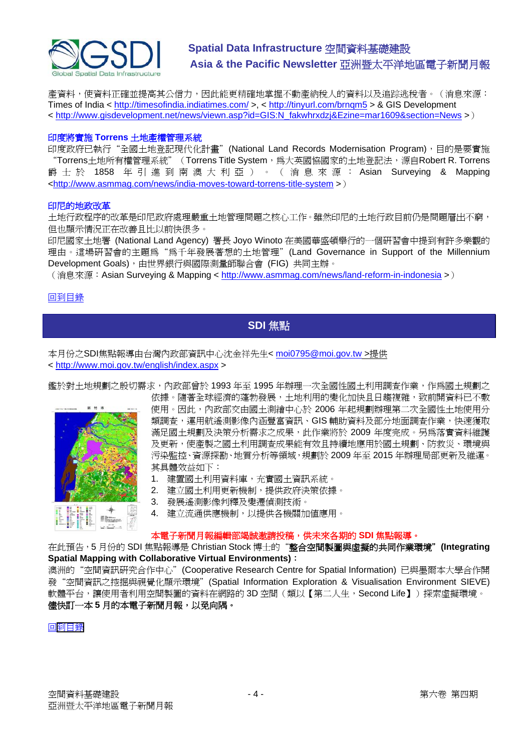產資料，使資料正確並提高其公信力，因此能更精確地掌握不動產納稅人的資料以及追踪逃稅者。（消息來源：Times of India < http://timesofindia.indiatimes.com/ >, < http://tinyurl.com/brnqm5 > & GIS Development < http://www.gisdevelopment.net/news/viewn.asp?id=GIS:N_fakwhrxdzj&Ezine=mar1609&section=News >）

### 印度將實施 Torrens 土地產權管理系統

印度政府已執行"全國土地登記現代化計畫"(National Land Records Modernisation Program)，目的是要實施"Torrens土地所有權管理系統"（Torrens Title System，為大英國協國家的土地登記法，源自Robert R. Torrens 爵士於 1858 年引進到南澳大利亞）。（消息來源：Asian Surveying & Mapping <http://www.asmmag.com/news/india-moves-toward-torrens-title-system >）

### 印尼的地政改革

土地行政程序的改革是印尼政府處理嚴重土地管理問題之核心工作。雖然印尼的土地行政目前仍是問題層出不窮，但也顯示情況正在改善且比以前快很多。

印尼國家土地署 (National Land Agency) 署長 Joyo Winoto 在美國華盛頓舉行的一個研習會中提到有許多樂觀的理由。這場研習會的主題為"為千年發展著想的土地管理"(Land Governance in Support of the Millennium Development Goals)，由世界銀行與國際測量師聯合會 (FIG) 共同主辦。

（消息來源：Asian Surveying & Mapping < http://www.asmmag.com/news/land-reform-in-indonesia >）

回到目錄

## SDI 焦點

本月份之SDI焦點報導由台灣內政部資訊中心沈金祥先生< moi0795@moi.gov.tw >提供
< http://www.moi.gov.tw/english/index.aspx >

鑑於對土地規劃之殷切需求，內政部曾於 1993 年至 1995 年辦理一次全國性國土利用調查作業，作為國土規劃之依據。隨著全球經濟的蓬勃發展，土地利用的變化加快且日趨複雜，致前開資料已不敷使用。因此，內政部交由國土測繪中心於 2006 年起規劃辦理第二次全國性土地使用分類調查，運用航遙測影像內涵豐富資訊、GIS 輔助資料及部分地面調查作業，快速獲取滿足國土規劃及決策分析需求之成果，此作業將於 2009 年度完成。另為落實資料維護及更新，使產製之國土利用調查成果能有效且持續地應用於國土規劃、防救災、環境與污染監控、資源探勘、地質分析等領域，規劃於 2009 年至 2015 年辦理局部更新及維運。其具體效益如下：

1. 建置國土利用資料庫，充實國土資訊系統。
2. 建立國土利用更新機制，提供政府決策依據。
3. 發展遙測影像判釋及變遷偵測技術。
4. 建立流通供應機制，以提供各機關加值應用。

**本電子新聞月報編輯部竭誠邀請投稿，供未來各期的 SDI 焦點報導。**

在此預告，5 月份的 SDI 焦點報導是 Christian Stock 博士的"**整合空間製圖與虛擬的共同作業環境**"**(Integrating Spatial Mapping with Collaborative Virtual Environments)**：

澳洲的"空間資訊研究合作中心"(Cooperative Research Centre for Spatial Information) 已與墨爾本大學合作開發"空間資訊之挖掘與視覺化顯示環境"(Spatial Information Exploration & Visualisation Environment SIEVE) 軟體平台，讓使用者利用空間製圖的資料在網路的 3D 空間（類似【第二人生，Second Life】）探索虛擬環境。

**儘快訂一本 5 月的本電子新聞月報，以免向隅。**

回到目錄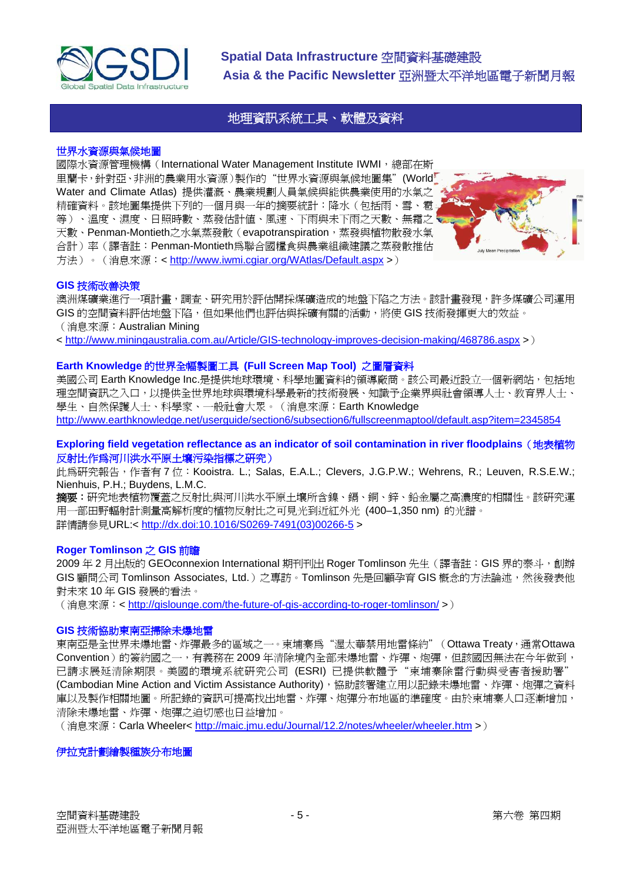## 地理資訊系統工具、軟體及資料

### 世界水資源與氣候地圖

國際水資源管理機構（International Water Management Institute IWMI，總部在斯里蘭卡，針對亞、非洲的農業用水資源）製作的“世界水資源與氣候地圖集”(World Water and Climate Atlas) 提供灌溉、農業規劃人員氣候與能供農業使用的水氣之精確資料。該地圖集提供下列的一個月與一年的摘要統計：降水（包括雨、雪、雹等）、溫度、濕度、日照時數、蒸發估計值、風速、下雨與未下雨之天數、無霜之天數、Penman-Montieth之水氣蒸發散（evapotranspiration，蒸發與植物散發水氣合計）率（譯者註：Penman-Montieth爲聯合國糧食與農業組織建議之蒸發散推估方法）。（消息來源：< http://www.iwmi.cgiar.org/WAtlas/Default.aspx >）

### GIS 技術改善決策

澳洲煤礦業進行一項計畫，調查、研究用於評估開採煤礦造成的地盤下陷之方法。該計畫發現，許多煤礦公司運用 GIS 的空間資料評估地盤下陷，但如果他們也評估與採礦有關的活動，將使 GIS 技術發揮更大的效益。
（消息來源：Australian Mining
< http://www.miningaustralia.com.au/Article/GIS-technology-improves-decision-making/468786.aspx >）

### Earth Knowledge 的世界全幅製圖工具 (Full Screen Map Tool) 之圖層資料

美國公司 Earth Knowledge Inc.是提供地球環境、科學地圖資料的領導廠商。該公司最近設立一個新網站，包括地理空間資訊之入口，以提供全世界地球與環境科學最新的技術發展、知識予企業界與社會領導人士、教育界人士、學生、自然保護人士、科學家、一般社會大眾。（消息來源：Earth Knowledge
http://www.earthknowledge.net/userguide/section6/subsection6/fullscreenmaptool/default.asp?item=2345854

### Exploring field vegetation reflectance as an indicator of soil contamination in river floodplains（地表植物反射比作爲河川洪水平原土壤污染指標之研究）

此爲研究報告，作者有 7 位：Kooistra. L.; Salas, E.A.L.; Clevers, J.G.P.W.; Wehrens, R.; Leuven, R.S.E.W.; Nienhuis, P.H.; Buydens, L.M.C.

**摘要：**研究地表植物覆蓋之反射比與河川洪水平原土壤所含鎳、鎘、銅、鋅、鉛金屬之高濃度的相關性。該研究運用一部田野輻射計測量高解析度的植物反射比之可見光到近紅外光 (400–1,350 nm) 的光譜。
詳情請參見URL:< http://dx.doi:10.1016/S0269-7491(03)00266-5 >

### Roger Tomlinson 之 GIS 前瞻

2009 年 2 月出版的 GEOconnexion International 期刊刊出 Roger Tomlinson 先生（譯者註：GIS 界的泰斗，創辦 GIS 顧問公司 Tomlinson Associates, Ltd.）之專訪。Tomlinson 先是回顧孕育 GIS 概念的方法論述，然後發表他對未來 10 年 GIS 發展的看法。
（消息來源：< http://gislounge.com/the-future-of-gis-according-to-roger-tomlinson/ >）

### GIS 技術協助東南亞掃除未爆地雷

東南亞是全世界未爆地雷、炸彈最多的區域之一。柬埔寨爲“渥太華禁用地雷條約”（Ottawa Treaty，通常Ottawa Convention）的簽約國之一，有義務在 2009 年清除境內全部未爆地雷、炸彈、炮彈，但該國因無法在今年做到，已請求展延清除期限。美國的環境系統研究公司 (ESRI) 已提供軟體予“柬埔寨除雷行動與受害者援助署”(Cambodian Mine Action and Victim Assistance Authority)，協助該署建立用以記錄未爆地雷、炸彈、炮彈之資料庫以及製作相關地圖。所記錄的資訊可提高找出地雷、炸彈、炮彈分布地區的準確度。由於柬埔寨人口逐漸增加，清除未爆地雷、炸彈、炮彈之迫切感也日益增加。
（消息來源：Carla Wheeler< http://maic.jmu.edu/Journal/12.2/notes/wheeler/wheeler.htm >）

### 伊拉克計劃繪製種族分布地圖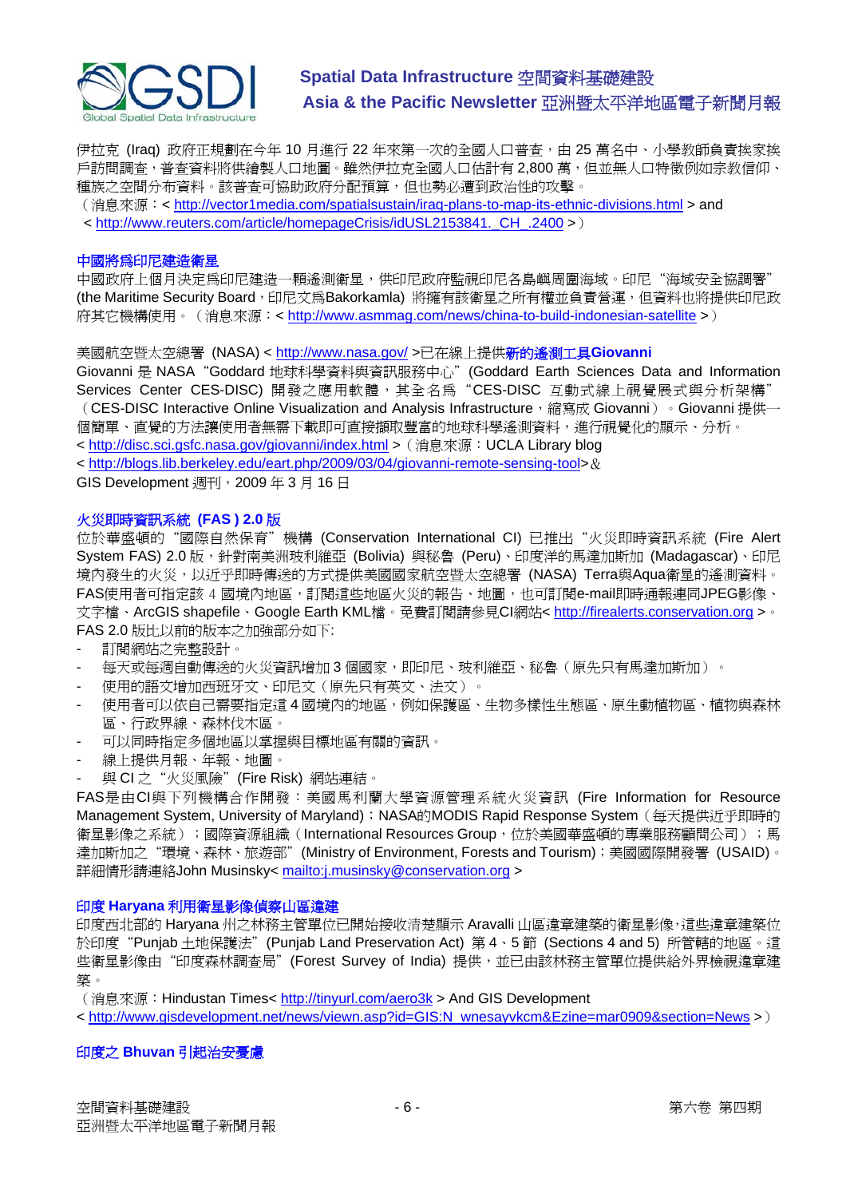伊拉克 (Iraq) 政府正規劃在今年 10 月進行 22 年來第一次的全國人口普查，由 25 萬名中、小學教師負責挨家挨戶訪問調查，普查資料將供繪製人口地圖。雖然伊拉克全國人口估計有 2,800 萬，但並無人口特徵例如宗教信仰、種族之空間分佈資料。該普查可協助政府分配預算，但也勢必遭到政治性的攻擊。

（消息來源：< http://vector1media.com/spatialsustain/iraq-plans-to-map-its-ethnic-divisions.html > and < http://www.reuters.com/article/homepageCrisis/idUSL2153841._CH_.2400 >）

### 中國將為印尼建造衛星

中國政府上個月決定為印尼建造一顆遙測衛星，供印尼政府監視印尼各島嶼周圍海域。印尼“海域安全協調署”(the Maritime Security Board，印尼文為Bakorkamla) 將擁有該衛星之所有權並負責營運，但資料也將提供印尼政府其它機構使用。（消息來源：< http://www.asmmag.com/news/china-to-build-indonesian-satellite >）

美國航空暨太空總署 (NASA) < http://www.nasa.gov/ >已在線上提供**新的遙測工具Giovanni**

Giovanni 是 NASA“Goddard 地球科學資料與資訊服務中心”(Goddard Earth Sciences Data and Information Services Center CES-DISC) 開發之應用軟體，其全名為“CES-DISC 互動式線上視覺展式與分析架構”（CES-DISC Interactive Online Visualization and Analysis Infrastructure，縮寫成 Giovanni）。Giovanni 提供一個簡單、直覺的方法讓使用者無需下載即可直接擷取豐富的地球科學遙測資料，進行視覺化的顯示、分析。

< http://disc.sci.gsfc.nasa.gov/giovanni/index.html >（消息來源：UCLA Library blog
< http://blogs.lib.berkeley.edu/eart.php/2009/03/04/giovanni-remote-sensing-tool>＆
GIS Development 週刊，2009 年 3 月 16 日

### 火災即時資訊系統 (FAS ) 2.0 版

位於華盛頓的“國際自然保育”機構 (Conservation International CI) 已推出“火災即時資訊系統 (Fire Alert System FAS) 2.0 版，針對南美洲玻利維亞 (Bolivia) 與秘魯 (Peru)、印度洋的馬達加斯加 (Madagascar)、印尼境內發生的火災，以近乎即時傳送的方式提供美國國家航空暨太空總署 (NASA) Terra與Aqua衛星的遙測資料。FAS使用者可指定該 4 國境內地區，訂閱這些地區火災的報告、地圖，也可訂閱e-mail即時通報連同JPEG影像、文字檔、ArcGIS shapefile、Google Earth KML檔。免費訂閱請參見CI網站< http://firealerts.conservation.org >。FAS 2.0 版比以前的版本之加強部分如下:

- 訂閱網站之完整設計。
- 每天或每週自動傳送的火災資訊增加 3 個國家，即印尼、玻利維亞、秘魯（原先只有馬達加斯加）。
- 使用的語文增加西班牙文、印尼文（原先只有英文、法文）。
- 使用者可以依自己需要指定這 4 國境內的地區，例如保護區、生物多樣性生態區、原生動植物區、植物與森林區、行政界線、森林伐木區。
- 可以同時指定多個地區以掌握與目標地區有關的資訊。
- 線上提供月報、年報、地圖。
- 與 CI 之“火災風險”(Fire Risk) 網站連結。

FAS是由CI與下列機構合作開發：美國馬利蘭大學資源管理系統火災資訊 (Fire Information for Resource Management System, University of Maryland)；NASA的MODIS Rapid Response System（每天提供近乎即時的衛星影像之系統）；國際資源組織（International Resources Group，位於美國華盛頓的專業服務顧問公司）；馬達加斯加之“環境、森林、旅遊部”(Ministry of Environment, Forests and Tourism)；美國國際開發署 (USAID)。詳細情形請連絡John Musinsky< mailto:j.musinsky@conservation.org >

### 印度 Haryana 利用衛星影像偵察山區違建

印度西北部的 Haryana 州之林務主管單位已開始接收清楚顯示 Aravalli 山區違章建築的衛星影像，這些違章建築位於印度“Punjab 土地保護法”(Punjab Land Preservation Act) 第 4、5 節 (Sections 4 and 5) 所管轄的地區。這些衛星影像由“印度森林調查局”(Forest Survey of India) 提供，並已由該林務主管單位提供給外界檢視違章建築。

（消息來源：Hindustan Times< http://tinyurl.com/aero3k > And GIS Development
< http://www.gisdevelopment.net/news/viewn.asp?id=GIS:N_wnesayvkcm&Ezine=mar0909&section=News >）

### 印度之 Bhuvan 引起治安憂慮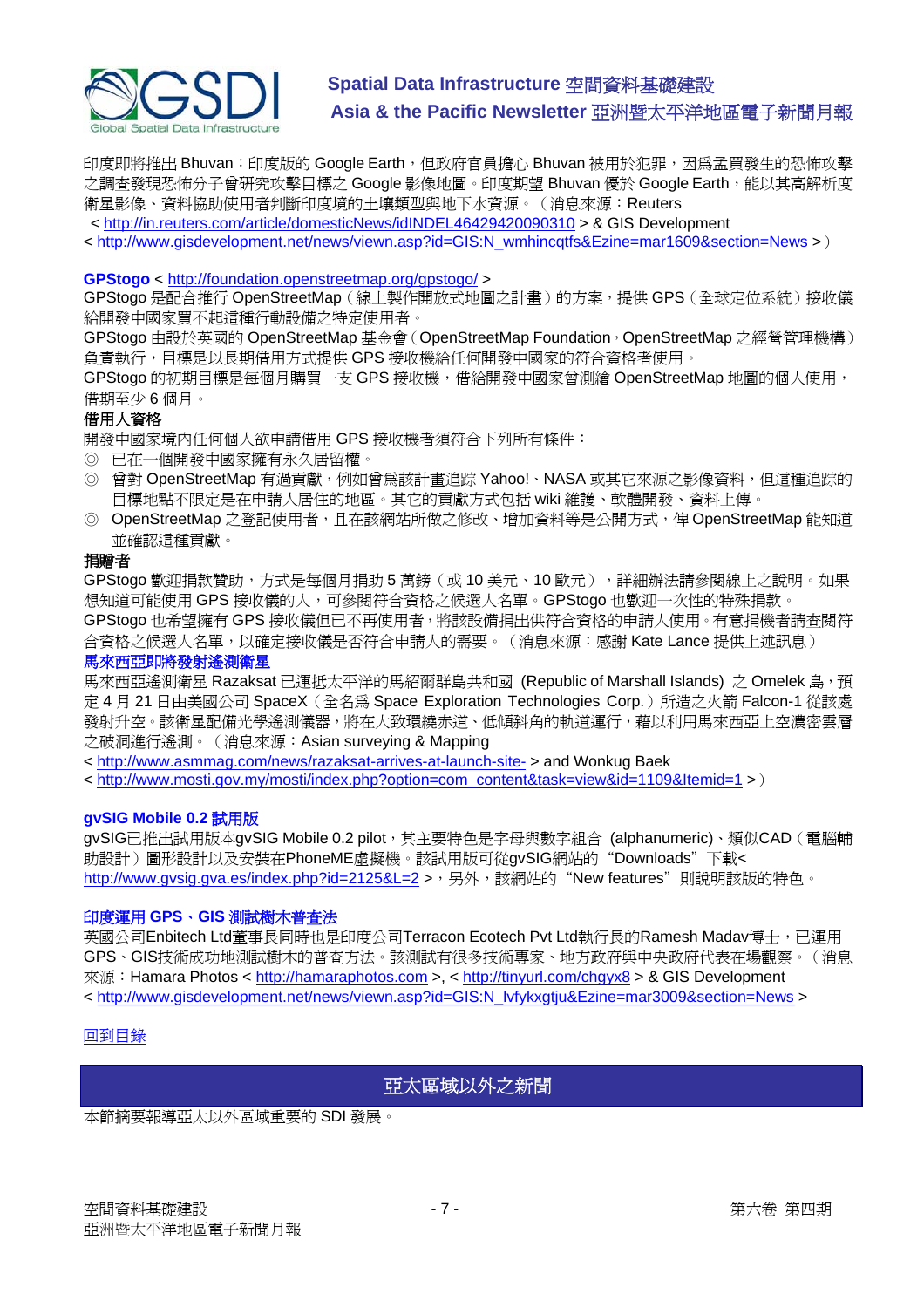印度即將推出 Bhuvan：印度版的 Google Earth，但政府官員擔心 Bhuvan 被用於犯罪，因為孟買發生的恐怖攻擊之調查發現恐怖分子曾研究攻擊目標之 Google 影像地圖。印度期望 Bhuvan 優於 Google Earth，能以其高解析度衛星影像、資料協助使用者判斷印度境的土壤類型與地下水資源。（消息來源：Reuters
< http://in.reuters.com/article/domesticNews/idINDEL46429420090310 > & GIS Development
< http://www.gisdevelopment.net/news/viewn.asp?id=GIS:N_wmhincqtfs&Ezine=mar1609&section=News >）

**GPStogo** < http://foundation.openstreetmap.org/gpstogo/ >
GPStogo 是配合推行 OpenStreetMap（線上製作開放式地圖之計畫）的方案，提供 GPS（全球定位系統）接收儀給開發中國家買不起這種行動設備之特定使用者。
GPStogo 由設於英國的 OpenStreetMap 基金會（OpenStreetMap Foundation，OpenStreetMap 之經營管理機構）負責執行，目標是以長期借用方式提供 GPS 接收機給任何開發中國家的符合資格者使用。
GPStogo 的初期目標是每個月購買一支 GPS 接收機，借給開發中國家會測繪 OpenStreetMap 地圖的個人使用，借期至少 6 個月。

**借用人資格**
開發中國家境內任何個人欲申請借用 GPS 接收機者須符合下列所有條件：
◎ 已在一個開發中國家擁有永久居留權。
◎ 曾對 OpenStreetMap 有過貢獻，例如曾為該計畫追踪 Yahoo!、NASA 或其它來源之影像資料，但這種追踪的目標地點不限定是在申請人居住的地區。其它的貢獻方式包括 wiki 維護、軟體開發、資料上傳。
◎ OpenStreetMap 之登記使用者，且在該網站所做之修改、增加資料等是公開方式，俾 OpenStreetMap 能知道並確認這種貢獻。

**捐贈者**
GPStogo 歡迎捐款贊助，方式是每個月捐助 5 萬鎊（或 10 美元、10 歐元），詳細辦法請參閱線上之說明。如果想知道可能使用 GPS 接收儀的人，可參閱符合資格之候選人名單。GPStogo 也歡迎一次性的特殊捐款。
GPStogo 也希望擁有 GPS 接收儀但已不再使用者，將該設備捐出供符合資格的申請人使用。有意捐機者請查閱符合資格之候選人名單，以確定接收儀是否符合申請人的需要。（消息來源：感謝 Kate Lance 提供上述訊息）

**馬來西亞即將發射遙測衛星**
馬來西亞遙測衛星 Razaksat 已運抵太平洋的馬紹爾群島共和國 (Republic of Marshall Islands) 之 Omelek 島，預定 4 月 21 日由美國公司 SpaceX（全名為 Space Exploration Technologies Corp.）所造之火箭 Falcon-1 從該處發射升空。該衛星配備光學遙測儀器，將在大致環繞赤道、低傾斜角的軌道運行，藉以利用馬來西亞上空濃密雲層之破洞進行遙測。（消息來源：Asian surveying & Mapping
< http://www.asmmag.com/news/razaksat-arrives-at-launch-site- > and Wonkug Baek
< http://www.mosti.gov.my/mosti/index.php?option=com_content&task=view&id=1109&Itemid=1 >）

**gvSIG Mobile 0.2 試用版**
gvSIG已推出試用版本gvSIG Mobile 0.2 pilot，其主要特色是字母與數字組合 (alphanumeric)、類似CAD（電腦輔助設計）圖形設計以及安裝在PhoneME虛擬機。該試用版可從gvSIG網站的“Downloads”下載< http://www.gvsig.gva.es/index.php?id=2125&L=2 >，另外，該網站的“New features”則說明該版的特色。

**印度運用 GPS、GIS 測試樹木普查法**
英國公司Enbitech Ltd董事長同時也是印度公司Terracon Ecotech Pvt Ltd執行長的Ramesh Madav博士，已運用GPS、GIS技術成功地測試樹木的普查方法。該測試有很多技術專家、地方政府與中央政府代表在場觀察。（消息來源：Hamara Photos < http://hamaraphotos.com >, < http://tinyurl.com/chgyx8 > & GIS Development
< http://www.gisdevelopment.net/news/viewn.asp?id=GIS:N_lvfykxgtju&Ezine=mar3009&section=News >

回到目錄

## 亞太區域以外之新聞

本節摘要報導亞太以外區域重要的 SDI 發展。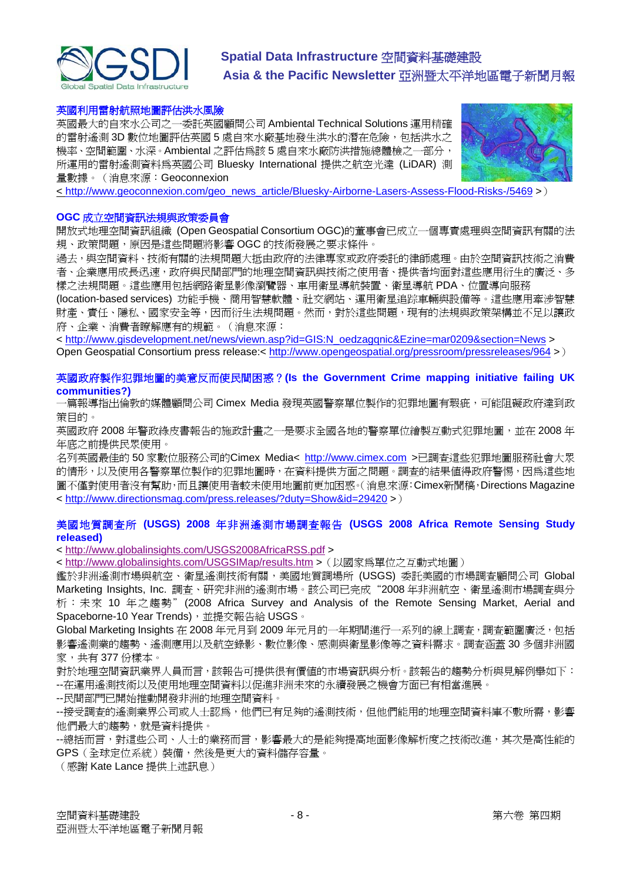### 英國利用雷射航照地圖評估洪水風險

英國最大的自來水公司之一委託英國顧問公司 Ambiental Technical Solutions 運用精確的雷射遙測 3D 數位地圖評估英國 5 處自來水廠基地發生洪水的潛在危險，包括洪水之機率、空間範圍、水深。Ambiental 之評估為該 5 處自來水廠防洪措施總體檢之一部分，所運用的雷射遙測資料為英國公司 Bluesky International 提供之航空光達 (LiDAR) 測量數據。（消息來源：Geoconnexion
< http://www.geoconnexion.com/geo_news_article/Bluesky-Airborne-Lasers-Assess-Flood-Risks-/5469 >）

### OGC 成立空間資訊法規與政策委員會

開放式地理空間資訊組織 (Open Geospatial Consortium OGC)的董事會已成立一個專責處理與空間資訊有關的法規、政策問題，原因是這些問題將影響 OGC 的技術發展之要求條件。

過去，與空間資料、技術有關的法規問題大抵由政府的法律專家或政府委託的律師處理。由於空間資訊技術之消費者、企業應用成長迅速，政府與民間部門的地理空間資訊與技術之使用者、提供者均面對這些應用衍生的廣泛、多樣之法規問題。這些應用包括網路衛星影像瀏覽器、車用衛星導航裝置、衛星導航 PDA、位置導向服務 (location-based services) 功能手機、商用智慧軟體、社交網站、運用衛星追蹤車輛與設備等。這些應用牽涉智慧財產、責任、隱私、國家安全等，因而衍生法規問題。然而，對於這些問題，現有的法規與政策架構並不足以讓政府、企業、消費者瞭解應有的規範。（消息來源：
< http://www.gisdevelopment.net/news/viewn.asp?id=GIS:N_oedzagqnic&Ezine=mar0209&section=News >
Open Geospatial Consortium press release:< http://www.opengeospatial.org/pressroom/pressreleases/964 >）

### 英國政府製作犯罪地圖的美意反而使民間困惑？(Is the Government Crime mapping initiative failing UK communities?)

一篇報導指出倫敦的媒體顧問公司 Cimex Media 發現英國警察單位製作的犯罪地圖有瑕疵，可能阻礙政府達到政策目的。

英國政府 2008 年警政綠皮書報告的施政計畫之一是要求全國各地的警察單位繪製互動式犯罪地圖，並在 2008 年年底之前提供民眾使用。

名列英國最佳的 50 家數位服務公司的Cimex Media< http://www.cimex.com >已調查這些犯罪地圖服務社會大眾的情形，以及使用各警察單位製作的犯罪地圖時，在資料提供方面之問題。調查的結果值得政府警惕，因為這些地圖不僅對使用者沒有幫助，而且讓使用者較未使用地圖前更加困惑。（消息來源：Cimex新聞稿，Directions Magazine
< http://www.directionsmag.com/press.releases/?duty=Show&id=29420 >）

### 美國地質調查所 (USGS) 2008 年非洲遙測市場調查報告 (USGS 2008 Africa Remote Sensing Study released)

< http://www.globalinsights.com/USGS2008AfricaRSS.pdf >
< http://www.globalinsights.com/USGSIMap/results.htm >（以國家為單位之互動式地圖）

鑑於非洲遙測市場與航空、衛星遙測技術有關，美國地質調場所 (USGS) 委託美國的市場調查顧問公司 Global Marketing Insights, Inc. 調查、研究非洲的遙測市場。該公司已完成"2008 年非洲航空、衛星遙測市場調查與分析：未來 10 年之趨勢"(2008 Africa Survey and Analysis of the Remote Sensing Market, Aerial and Spaceborne-10 Year Trends)，並提交報告給 USGS。

Global Marketing Insights 在 2008 年元月到 2009 年元月的一年期間進行一系列的線上調查，調查範圍廣泛，包括影響遙測業的趨勢、遙測應用以及航空錄影、數位影像、感測與衛星影像等之資料需求。調查涵蓋 30 多個非洲國家，共有 377 份樣本。

對於地理空間資訊業界人員而言，該報告可提供很有價值的市場資訊與分析。該報告的趨勢分析與見解例舉如下：
--在運用遙測技術以及使用地理空間資料以促進非洲未來的永續發展之機會方面已有相當進展。
--民間部門已開始推動開發非洲的地理空間資料。
--接受調查的遙測業界公司或人士認為，他們已有足夠的遙測技術，但他們能用的地理空間資料庫不敷所需，影響他們最大的趨勢，就是資料提供。
--總括而言，對這些公司、人士的業務而言，影響最大的是能夠提高地面影像解析度之技術改進，其次是高性能的 GPS（全球定位系統）裝備，然後是更大的資料儲存容量。
（感謝 Kate Lance 提供上述訊息）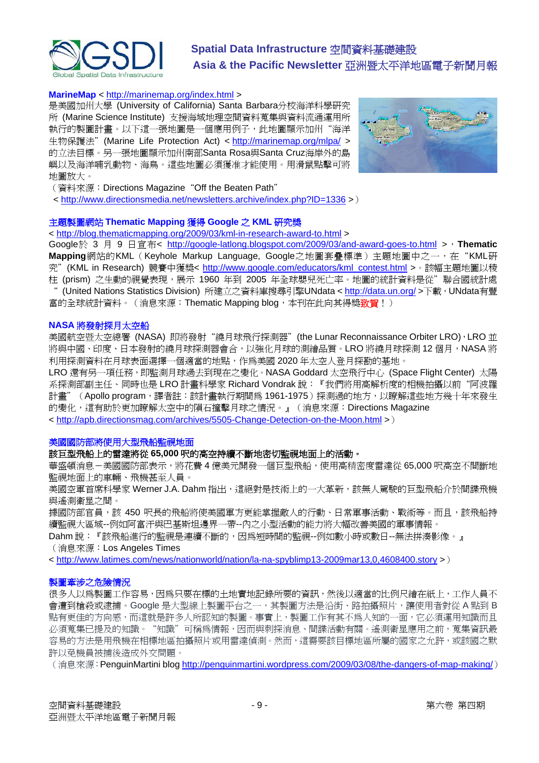**MarineMap** < http://marinemap.org/index.html >

是美國加州大學 (University of California) Santa Barbara分校海洋科學研究所 (Marine Science Institute) 支援海域地理空間資料蒐集與資料流通運用所執行的製圖計畫。以下這一張地圖是一個應用例子，此地圖顯示加州"海洋生物保護法"(Marine Life Protection Act) < http://marinemap.org/mlpa/ > 的立法目標。另一張地圖顯示加州南部Santa Rosa與Santa Cruz海岸外的島嶼以及海洋哺乳動物、海鳥。這些地圖必須獲准才能使用。用滑鼠點擊可將地圖放大。

（資料來源：Directions Magazine "Off the Beaten Path"
< http://www.directionsmedia.net/newsletters.archive/index.php?ID=1336 >）

## 主題製圖網站 Thematic Mapping 獲得 Google 之 KML 研究獎

< http://blog.thematicmapping.org/2009/03/kml-in-research-award-to.html >

Google於 3 月 9 日宣布< http://google-latlong.blogspot.com/2009/03/and-award-goes-to.html >，**Thematic Mapping**網站的KML（Keyhole Markup Language，Google之地圖套疊標準）主題地圖中之一，在"KML研究"(KML in Research) 競賽中獲獎< http://www.google.com/educators/kml_contest.html >。該幅主題地圖以稜柱 (prism) 之生動的視覺表現，展示 1960 年到 2005 年全球嬰兒死亡率。地圖的統計資料是從"聯合國統計處" (United Nations Statistics Division) 所建立之資料庫搜尋引擎UNdata < http://data.un.org/ >下載，UNdata有豐富的全球統計資料。（消息來源：Thematic Mapping blog，本刊在此向其得獎致賀！）

## NASA 將發射探月太空船

美國航空暨太空總署 (NASA) 即將發射"繞月球飛行探測器"(the Lunar Reconnaissance Orbiter LRO)，LRO 並將與中國、印度、日本發射的繞月球探測器會合，以強化月球的測繪品質。LRO 將繞月球探測 12 個月，NASA 將利用探測資料在月球表面選擇一個適當的地點，作爲美國 2020 年太空人登月探勘的基地。

LRO 還有另一項任務，即監測月球過去到現在之變化。NASA Goddard 太空飛行中心 (Space Flight Center) 太陽系探測部副主任、同時也是 LRO 計畫科學家 Richard Vondrak 說：『我們將用高解析度的相機拍攝以前"阿波羅計畫"（Apollo program，譯者註：該計畫執行期間爲 1961-1975）探測過的地方，以瞭解這些地方幾十年來發生的變化，這有助於更加瞭解太空中的隕石撞擊月球之情況。』（消息來源：Directions Magazine
< http://apb.directionsmag.com/archives/5505-Change-Detection-on-the-Moon.html >）

## 美國國防部將使用大型飛船監視地面

**該巨型飛船上的雷達將從 65,000 呎的高空持續不斷地密切監視地面上的活動。**

華盛頓消息－美國國防部表示，將花費 4 億美元開發一個巨型飛船，使用高精密度雷達從 65,000 呎高空不間斷地監視地面上的車輛、飛機甚至人員。

美國空軍首席科學家 Werner J.A. Dahm 指出，這絕對是技術上的一大革新，該無人駕駛的巨型飛船介於間諜飛機與遙測衛星之間。

據國防部官員，該 450 呎長的飛船將使美國軍方更能掌握敵人的行動、日常軍事活動、戰術等。而且，該飛船持續監視大區域--例如阿富汗與巴基斯坦邊界一帶--內之小型活動的能力將大幅改善美國的軍事情報。

Dahm 說：『該飛船進行的監視是連續不斷的，因爲短時間的監視--例如數小時或數日--無法拼湊影像。』

（消息來源：Los Angeles Times
< http://www.latimes.com/news/nationworld/nation/la-na-spyblimp13-2009mar13,0,4608400.story >）

## 製圖牽涉之危險情況

很多人以爲製圖工作容易，因爲只要在標的土地實地記錄所要的資訊，然後以適當的比例尺繪在紙上，工作人員不會遭到槍殺或逮捕。Google 是大型線上製圖平台之一，其製圖方法是沿街、路拍攝照片，讓使用者對從 A 點到 B 點有更佳的方向感，而這就是許多人所認知的製圖。事實上，製圖工作有其不爲人知的一面，它必須運用知識而且必須蒐集已提及的知識。"知識"可稱爲情報，因而與刺探消息、間諜活動有關。遙測衛星應用之前，蒐集資訊最容易的方法是用飛機在相標地區拍攝照片或用雷達偵測。然而，這需要該目標地區所屬的國家之允許，或該國之默許以免機員被捕後造成外交問題。

（消息來源：PenguinMartini blog http://penguinmartini.wordpress.com/2009/03/08/the-dangers-of-map-making/）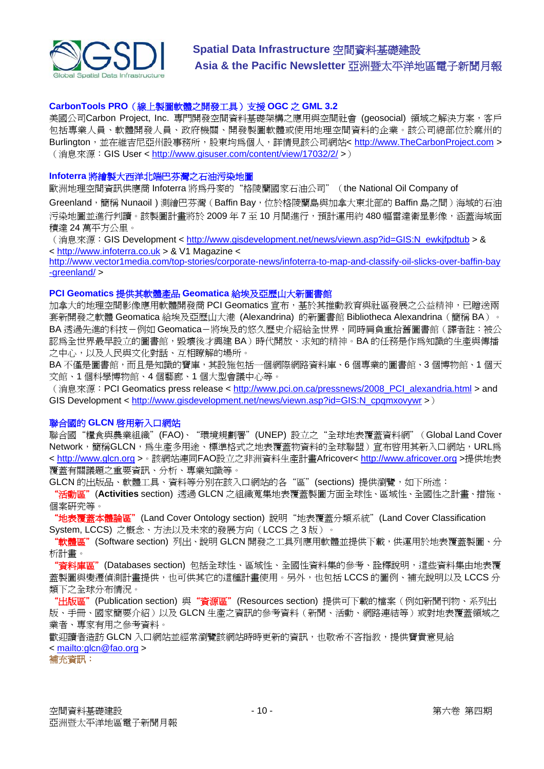### CarbonTools PRO（線上製圖軟體之開發工具）支援 OGC 之 GML 3.2

美國公司Carbon Project, Inc. 專門開發空間資料基礎架構之應用與空間社會 (geosocial) 領域之解決方案，客戶包括專業人員、軟體開發人員、政府機關、開發製圖軟體或使用地理空間資料的企業。該公司總部位於麻州的Burlington，並在維吉尼亞州設事務所，股東均為個人，詳情見該公司網站< http://www.TheCarbonProject.com >（消息來源：GIS User < http://www.gisuser.com/content/view/17032/2/ >）

### Infoterra 將繪製大西洋北端巴芬灣之石油污染地圖

歐洲地理空間資訊供應商 Infoterra 將為丹麥的"格陵蘭國家石油公司"（the National Oil Company of Greenland，簡稱 Nunaoil）測繪巴芬灣（Baffin Bay，位於格陵蘭島與加拿大東北部的 Baffin 島之間）海域的石油污染地圖並進行判讀。該製圖計畫將於 2009 年 7 至 10 月間進行，預計運用約 480 幅雷達衛星影像，涵蓋海域面積達 24 萬平方公里。

（消息來源：GIS Development < http://www.gisdevelopment.net/news/viewn.asp?id=GIS:N_ewkjfpdtub > & < http://www.infoterra.co.uk > & V1 Magazine < http://www.vector1media.com/top-stories/corporate-news/infoterra-to-map-and-classify-oil-slicks-over-baffin-bay-greenland/ >

### PCI Geomatics 提供其軟體產品 Geomatica 給埃及亞歷山大新圖書館

加拿大的地理空間影像應用軟體開發商 PCI Geomatics 宣布，基於其推動教育與社區發展之公益精神，已贈送兩套新開發之軟體 Geomatica 給埃及亞歷山大港 (Alexandria) 的新圖書館 Bibliotheca Alexandrina（簡稱 BA）。BA 透過先進的科技－例如 Geomatica－將埃及的悠久歷史介紹給全世界，同時肩負重拾舊圖書館（譯者註：被公認為全世界最早設立的圖書館，毀壞後才興建 BA）時代開放、求知的精神。BA 的任務是作為知識的生產與傳播之中心，以及人民與文化對話、互相瞭解的場所。

BA 不僅是圖書館，而且是知識的寶庫，其設施包括一個網際網路資料庫、6 個專業的圖書館、3 個博物館、1 個天文館、1 個科學博物館、4 個藝廊、1 個大型會議中心等。

（消息來源：PCI Geomatics press release < http://www.pci.on.ca/pressnews/2008_PCI_alexandria.html > and GIS Development < http://www.gisdevelopment.net/news/viewn.asp?id=GIS:N_cpqmxovywr >）

### 聯合國的 GLCN 啟用新入口網站

聯合國"糧食與農業組織"(FAO)、"環境規劃署"(UNEP) 設立之"全球地表覆蓋資料網"（Global Land Cover Network，簡稱GLCN，為生產多用途、標準格式之地表覆蓋物資料的全球聯盟）宣布啟用其新入口網站，URL為< http://www.glcn.org >。該網站連同FAO設立之非洲資料生產計畫Africover< http://www.africover.org >提供地表覆蓋有關議題之重要資訊、分析、專業知識等。

GLCN 的出版品、軟體工具、資料等分別在該入口網站的各"區"(sections) 提供瀏覽，如下所述：

**"活動區"(Activities section)** 透過 GLCN 之組織蒐集地表覆蓋製圖方面全球性、區域性、全國性之計畫、措施、個案研究等。

**"地表覆蓋本體論區"** (Land Cover Ontology section) 說明"地表覆蓋分類系統"(Land Cover Classification System, LCCS) 之概念、方法以及未來的發展方向（LCCS 之 3 版）。

**"軟體區"** (Software section) 列出、說明 GLCN 開發之工具列應用軟體並提供下載，供運用於地表覆蓋製圖、分析計畫。

**"資料庫區"** (Databases section) 包括全球性、區域性、全國性資料集的參考、詮釋說明，這些資料集由地表覆蓋製圖與變遷偵測計畫提供，也可供其它的這種計畫使用。另外，也包括 LCCS 的圖例、補充說明以及 LCCS 分類下之全球分布情況。

**"出版區"** (Publication section) 與 **"資源區"** (Resources section) 提供可下載的檔案（例如新聞刊物、系列出版、手冊、國家簡要介紹）以及 GLCN 生產之資訊的參考資料（新聞、活動、網路連結等）或對地表覆蓋領域之業者、專家有用之參考資料。

歡迎讀者造訪 GLCN 入口網站並經常瀏覽該網站時時更新的資訊，也敬希不吝指教，提供寶貴意見給 < mailto:glcn@fao.org >

補充資訊：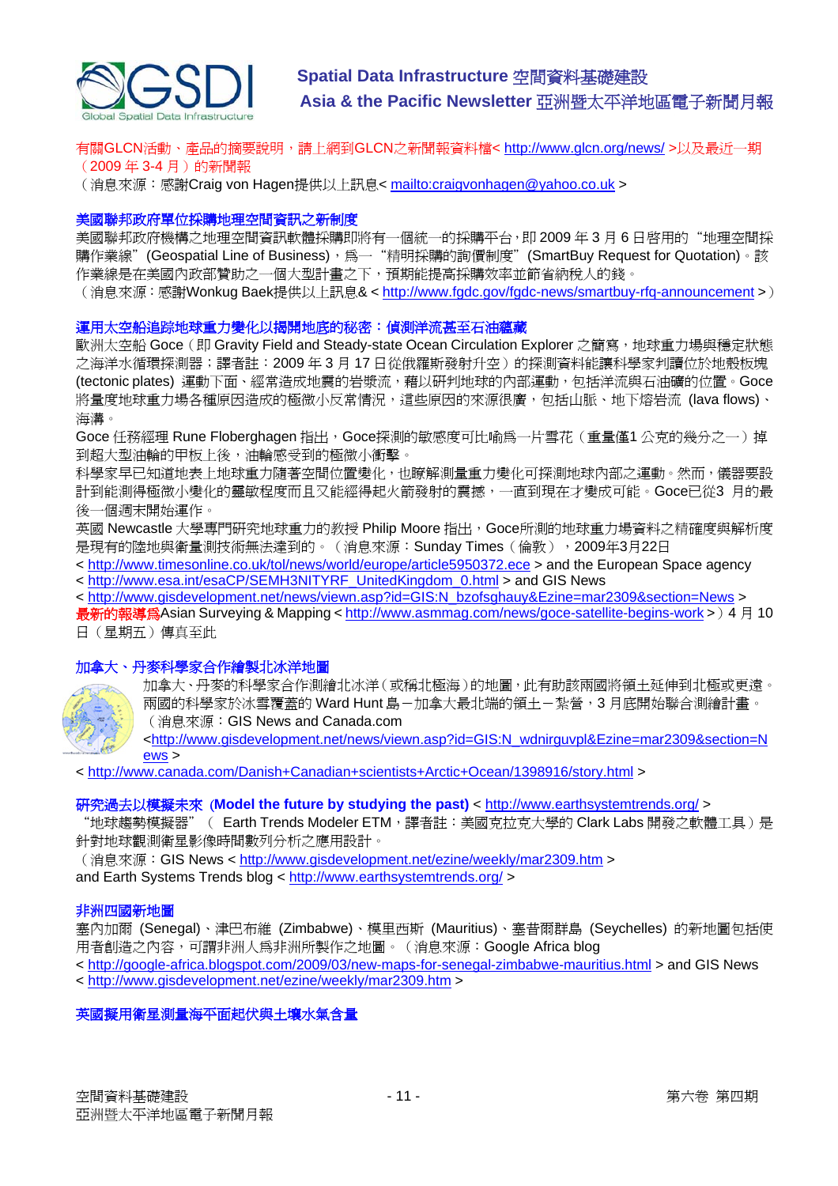有關GLCN活動、產品的摘要說明，請上網到GLCN之新聞報資料檔< http://www.glcn.org/news/ >以及最近一期（2009 年 3-4 月）的新聞報

（消息來源：感謝Craig von Hagen提供以上訊息< mailto:craigvonhagen@yahoo.co.uk >

### 美國聯邦政府單位採購地理空間資訊之新制度

美國聯邦政府機構之地理空間資訊軟體採購即將有一個統一的採購平台，即 2009 年 3 月 6 日啓用的“地理空間採購作業線”(Geospatial Line of Business)，爲一“精明採購的詢價制度”(SmartBuy Request for Quotation)。該作業線是在美國內政部贊助之一個大型計畫之下，預期能提高採購效率並節省納稅人的錢。

（消息來源：感謝Wonkug Baek提供以上訊息& < http://www.fgdc.gov/fgdc-news/smartbuy-rfq-announcement >）

### 運用太空船追踪地球重力變化以揭開地底的秘密：偵測洋流甚至石油蘊藏

歐洲太空船 Goce（即 Gravity Field and Steady-state Ocean Circulation Explorer 之簡寫，地球重力場與穩定狀態之海洋水循環探測器；譯者註：2009 年 3 月 17 日從俄羅斯發射升空）的探測資料能讓科學家判讀位於地殼板塊(tectonic plates) 運動下面、經常造成地震的岩漿流，藉以研判地球的內部運動，包括洋流與石油礦的位置。Goce 將量度地球重力場各種原因造成的極微小反常情況，這些原因的來源很廣，包括山脈、地下熔岩流 (lava flows)、海溝。

Goce 任務經理 Rune Floberghagen 指出，Goce探測的敏感度可比喻爲一片雪花（重量僅1 公克的幾分之一）掉到超大型油輪的甲板上後，油輪感受到的極微小衝擊。

科學家早已知道地表上地球重力隨著空間位置變化，也瞭解測量重力變化可探測地球內部之運動。然而，儀器要設計到能測得極微小變化的靈敏程度而且又能經得起火箭發射的震撼，一直到現在才變成可能。Goce已從3 月的最後一個週末開始運作。

英國 Newcastle 大學專門研究地球重力的教授 Philip Moore 指出，Goce所測的地球重力場資料之精確度與解析度是現有的陸地與衛星測技術無法達到的。（消息來源：Sunday Times（倫敦），2009年3月22日

< http://www.timesonline.co.uk/tol/news/world/europe/article5950372.ece > and the European Space agency

< http://www.esa.int/esaCP/SEMH3NITYRF_UnitedKingdom_0.html > and GIS News

< http://www.gisdevelopment.net/news/viewn.asp?id=GIS:N_bzofsghauy&Ezine=mar2309&section=News >

最新的報導爲Asian Surveying & Mapping < http://www.asmmag.com/news/goce-satellite-begins-work >）4 月 10 日（星期五）傳真至此

### 加拿大、丹麥科學家合作繪製北冰洋地圖

加拿大、丹麥的科學家合作測繪北冰洋（或稱北極海）的地圖，此有助該兩國將領土延伸到北極或更遠。兩國的科學家於冰雪覆蓋的 Ward Hunt 島－加拿大最北端的領土－紮營，3 月底開始聯合測繪計畫。

（消息來源：GIS News and Canada.com

<http://www.gisdevelopment.net/news/viewn.asp?id=GIS:N_wdnirguvpl&Ezine=mar2309&section=News >

< http://www.canada.com/Danish+Canadian+scientists+Arctic+Ocean/1398916/story.html >

### 研究過去以模擬未來 (Model the future by studying the past) < http://www.earthsystemtrends.org/ >

“地球趨勢模擬器”（ Earth Trends Modeler ETM，譯者註：美國克拉克大學的 Clark Labs 開發之軟體工具）是針對地球觀測衛星影像時間數列分析之應用設計。

（消息來源：GIS News < http://www.gisdevelopment.net/ezine/weekly/mar2309.htm >

and Earth Systems Trends blog < http://www.earthsystemtrends.org/ >

### 非洲四國新地圖

塞內加爾 (Senegal)、津巴布維 (Zimbabwe)、模里西斯 (Mauritius)、塞昔爾群島 (Seychelles) 的新地圖包括使用者創造之內容，可謂非洲人爲非洲所製作之地圖。（消息來源：Google Africa blog

< http://google-africa.blogspot.com/2009/03/new-maps-for-senegal-zimbabwe-mauritius.html > and GIS News

< http://www.gisdevelopment.net/ezine/weekly/mar2309.htm >

### 英國擬用衛星測量海平面起伏與土壤水氣含量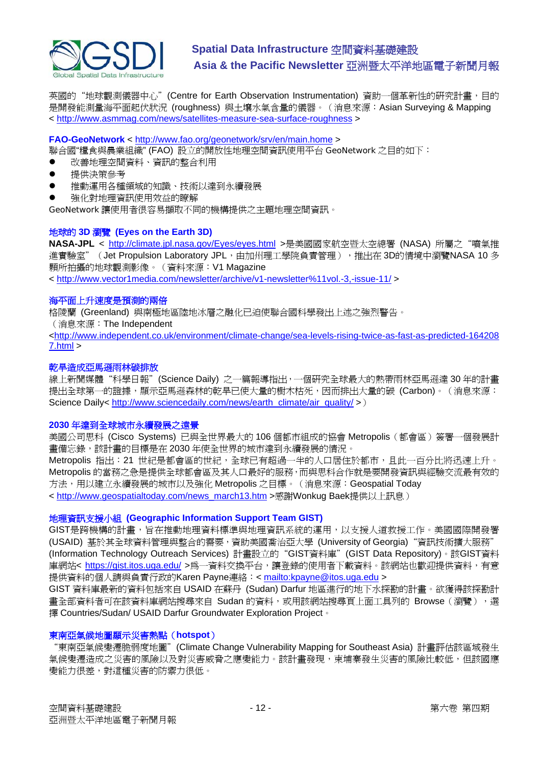英國的“地球觀測儀器中心”(Centre for Earth Observation Instrumentation) 資助一個革新性的研究計畫，目的是開發能測量海平面起伏狀況 (roughness) 與土壤水氣含量的儀器。（消息來源：Asian Surveying & Mapping < http://www.asmmag.com/news/satellites-measure-sea-surface-roughness >

### FAO-GeoNetwork < http://www.fao.org/geonetwork/srv/en/main.home >

聯合國“糧食與農業組織” (FAO) 設立的開放性地理空間資訊使用平台 GeoNetwork 之目的如下：

- 改善地理空間資料、資訊的整合利用
- 提供決策參考
- 推動運用各種領域的知識、技術以達到永續發展
- 強化對地理資訊使用效益的瞭解

GeoNetwork 讓使用者很容易擷取不同的機構提供之主題地理空間資訊。

### 地球的 3D 瀏覽 (Eyes on the Earth 3D)

**NASA-JPL** < http://climate.jpl.nasa.gov/Eyes/eyes.html >是美國國家航空暨太空總署 (NASA) 所屬之“噴氣推進實驗室”（Jet Propulsion Laboratory JPL，由加州理工學院負責管理），推出在 3D的情境中瀏覽NASA 10 多顆所拍攝的地球觀測影像。（資料來源：V1 Magazine

< http://www.vector1media.com/newsletter/archive/v1-newsletter%11vol.-3,-issue-11/ >

### 海平面上升速度是預測的兩倍

格陵蘭 (Greenland) 與南極地區陸地冰層之融化已迫使聯合國科學發出上述之強烈警告。

（消息來源：The Independent

<http://www.independent.co.uk/environment/climate-change/sea-levels-rising-twice-as-fast-as-predicted-1642087.html >

### 乾旱造成亞馬遜雨林碳排放

線上新聞媒體“科學日報”(Science Daily) 之一篇報導指出，一個研究全球最大的熱帶雨林亞馬遜達 30 年的計畫提出全球第一的證據，顯示亞馬遜森林的乾旱已使大量的樹木枯死，因而排出大量的碳 (Carbon)。（消息來源：Science Daily< http://www.sciencedaily.com/news/earth_climate/air_quality/ >）

### 2030 年達到全球城市永續發展之遠景

美國公司思科 (Cisco Systems) 已與全世界最大的 106 個都市組成的協會 Metropolis（都會區）簽署一個發展計畫備忘錄，該計畫的目標是在 2030 年使全世界的城市達到永續發展的情況。

Metropolis 指出：21 世紀是都會區的世紀，全球已有超過一半的人口居住於都市，且此一百分比將迅速上升。Metropolis 的當務之急是提供全球都會區及其人口最好的服務，而與思科合作就是要開發資訊與經驗交流最有效的方法，用以建立永續發展的城市以及強化 Metropolis 之目標。（消息來源：Geospatial Today

< http://www.geospatialtoday.com/news_march13.htm >感謝Wonkug Baek提供以上訊息）

### 地理資訊支援小組 (Geographic Information Support Team GIST)

GIST是跨機構的計畫，旨在推動地理資料標準與地理資訊系統的運用，以支援人道救援工作。美國國際開發署 (USAID) 基於其全球資料管理與整合的需要，資助美國喬治亞大學 (University of Georgia) “資訊技術擴大服務” (Information Technology Outreach Services) 計畫設立的“GIST資料庫”(GIST Data Repository)。該GIST資料庫網站< https://gist.itos.uga.edu/ >爲一資料交換平台，讓登錄的使用者下載資料。該網站也歡迎提供資料，有意提供資料的個人請與負責行政的Karen Payne連絡：< mailto:kpayne@itos.uga.edu >

GIST 資料庫最新的資料包括來自 USAID 在蘇丹 (Sudan) Darfur 地區進行的地下水探勘的計畫。欲獲得該探勘計畫全部資料者可在該資料庫網站搜尋來自 Sudan 的資料，或用該網站搜尋頁上面工具列的 Browse（瀏覽），選擇 Countries/Sudan/ USAID Darfur Groundwater Exploration Project。

### 東南亞氣候地圖顯示災害熱點（hotspot）

“東南亞氣候變遷脆弱度地圖”(Climate Change Vulnerability Mapping for Southeast Asia) 計畫評估該區域發生氣候變遷造成之災害的風險以及對災害威脅之應變能力。該計畫發現，柬埔寨發生災害的風險比較低，但該國應變能力很差，對這種災害的防禦力很低。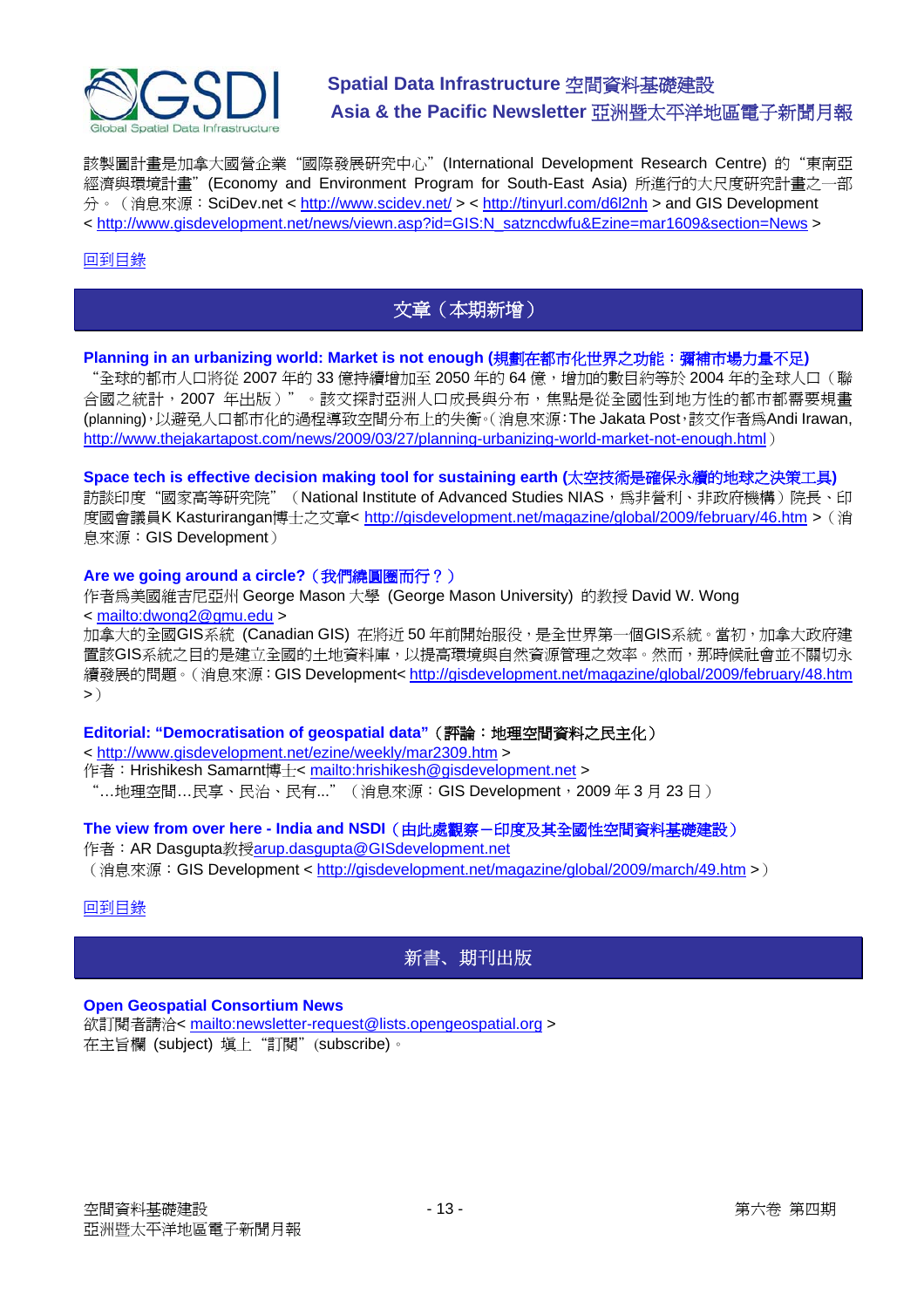該製圖計畫是加拿大國營企業"國際發展研究中心"(International Development Research Centre) 的"東南亞經濟與環境計畫"(Economy and Environment Program for South-East Asia) 所進行的大尺度研究計畫之一部分。（消息來源：SciDev.net < http://www.scidev.net/ > < http://tinyurl.com/d6l2nh > and GIS Development < http://www.gisdevelopment.net/news/viewn.asp?id=GIS:N_satzncdwfu&Ezine=mar1609&section=News >

回到目錄

## 文章（本期新增）

**Planning in an urbanizing world: Market is not enough (規劃在都市化世界之功能：彌補市場力量不足)**

"全球的都市人口將從 2007 年的 33 億持續增加至 2050 年的 64 億，增加的數目約等於 2004 年的全球人口（聯合國之統計，2007 年出版）"。該文探討亞洲人口成長與分布，焦點是從全國性到地方性的都市都需要規畫(planning)，以避免人口都市化的過程導致空間分布上的失衡。(消息來源：The Jakata Post，該文作者為Andi Irawan, http://www.thejakartapost.com/news/2009/03/27/planning-urbanizing-world-market-not-enough.html）

**Space tech is effective decision making tool for sustaining earth (太空技術是確保永續的地球之決策工具)**

訪談印度"國家高等研究院"（National Institute of Advanced Studies NIAS，為非營利、非政府機構）院長、印度國會議員K Kasturirangan博士之文章< http://gisdevelopment.net/magazine/global/2009/february/46.htm >（消息來源：GIS Development）

**Are we going around a circle?（我們繞圓圈而行？）**

作者為美國維吉尼亞州 George Mason 大學 (George Mason University) 的教授 David W. Wong
< mailto:dwong2@gmu.edu >

加拿大的全國GIS系統 (Canadian GIS) 在將近 50 年前開始服役，是全世界第一個GIS系統。當初，加拿大政府建置該GIS系統之目的是建立全國的土地資料庫，以提高環境與自然資源管理之效率。然而，那時候社會並不關切永續發展的問題。（消息來源：GIS Development< http://gisdevelopment.net/magazine/global/2009/february/48.htm >）

**Editorial: "Democratisation of geospatial data"（評論：地理空間資料之民主化）**

< http://www.gisdevelopment.net/ezine/weekly/mar2309.htm >

作者：Hrishikesh Samarnt博士< mailto:hrishikesh@gisdevelopment.net >

"…地理空間…民享、民治、民有…"（消息來源：GIS Development，2009 年 3 月 23 日）

**The view from over here - India and NSDI（由此處觀察－印度及其全國性空間資料基礎建設）**

作者：AR Dasgupta教授arup.dasgupta@GISdevelopment.net

（消息來源：GIS Development < http://gisdevelopment.net/magazine/global/2009/march/49.htm >）

回到目錄

## 新書、期刊出版

**Open Geospatial Consortium News**

欲訂閱者請洽< mailto:newsletter-request@lists.opengeospatial.org >

在主旨欄 (subject) 填上"訂閱"(subscribe)。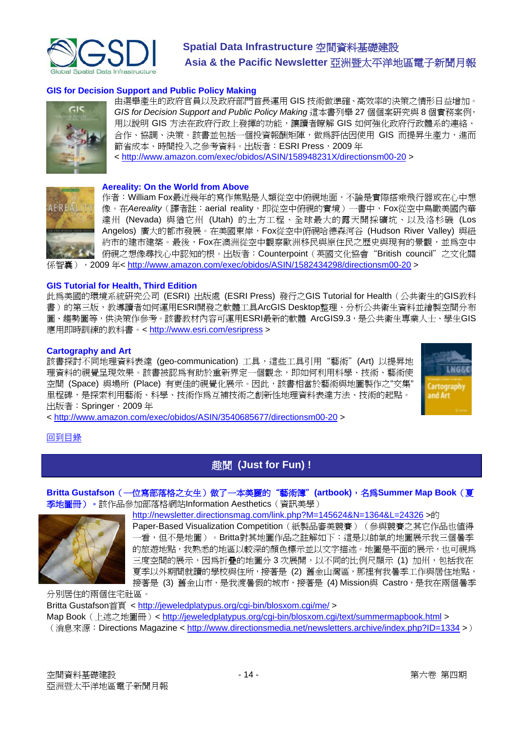### GIS for Decision Support and Public Policy Making

由選舉產生的政府官員以及政府部門首長運用 GIS 技術做準確、高效率的決策之情形日益增加。*GIS for Decision Support and Public Policy Making* 這本書列舉 27 個個案研究與 8 個實務案例，用以說明 GIS 方法在政府行政上發揮的功能，讓讀者瞭解 GIS 如何強化政府行政體系的連絡、合作、協調、決策。該書並包括一個投資報酬矩陣，做為評估因使用 GIS 而提昇生產力，進而節省成本、時間投入之參考資料。出版者：ESRI Press，2009 年

< http://www.amazon.com/exec/obidos/ASIN/158948231X/directionsm00-20 >

### Aereality: On the World from Above

作者：William Fox最近幾年的寫作焦點是人類從空中俯視地面，不論是實際搭乘飛行器或在心中想像。在*Aereality*（譯者註：aerial reality，即從空中俯視的實境）一書中，Fox從空中鳥瞰美國內華達州 (Nevada) 與猶它州 (Utah) 的土方工程、全球最大的露天開採礦坑、以及洛杉磯 (Los Angelos) 廣大的都市發展。在美國東岸，Fox從空中俯視哈德森河谷 (Hudson River Valley) 與紐約市的建市建築。最後，Fox在澳洲從空中觀察歐洲移民與原住民之歷史與現有的景觀，並為空中俯視之想像尋找心中認知的根。出版者：Counterpoint（英國文化協會 "British council" 之文化關係智囊），2009 年< http://www.amazon.com/exec/obidos/ASIN/1582434298/directionsm00-20 >

### GIS Tutorial for Health, Third Edition

此為美國的環境系統研究公司 (ESRI) 出版處 (ESRI Press) 發行之GIS Tutorial for Health（公共衛生的GIS教科書）的第三版，教導讀者如何運用ESRI開發之軟體工具ArcGIS Desktop整理、分析公共衛生資料並繪製空間分布圖、趨勢圖等，供決策作參考。該書教材內容可運用ESRI最新的軟體 ArcGIS9.3，是公共衛生專業人士、學生GIS應用即時訓練的教科書。< http://www.esri.com/esripress >

### Cartography and Art

該書探討不同地理資料表達 (geo-communication) 工具，這些工具引用 "藝術" (Art) 以提昇地理資料的視覺呈現效果。該書被認為有助於重新界定一個觀念，即如何利用科學、技術、藝術使空間 (Space) 與場所 (Place) 有更佳的視覺化展示。因此，該書相當於藝術與地圖製作之"交集"里程碑，是探索利用藝術、科學、技術作為互補技術之創新性地理資料表達方法、技術的起點。出版者：Springer，2009 年

< http://www.amazon.com/exec/obidos/ASIN/3540685677/directionsm00-20 >

回到目錄

## 趣聞 (Just for Fun) !

**Britta Gustafson（一位寫部落格之女生）做了一本美麗的 "藝術簿" (artbook)，名為Summer Map Book（夏季地圖冊）。**該作品參加部落格網站Information Aesthetics（資訊美學）< http://newsletter.directionsmag.com/link.php?M=145624&N=1364&L=24326 >的Paper-Based Visualization Competition（紙製品審美競賽）（參與競賽之其它作品也值得一看，但不是地圖）。Britta對其地圖作品之註解如下：這是以帥氣的地圖展示我三個暑季的旅遊地點，我熟悉的地區以較深的顏色標示並以文字描述。地圖是平面的展示，也可視為三度空間的展示，因為折疊的地圖分 3 次展開，以不同的比例尺顯示 (1) 加州，包括我在夏季以外期間就讀的學校與住所，接著是 (2) 舊金山灣區，那裡有我暑季工作與居住地點，接著是 (3) 舊金山市，是我渡暑假的城市，接著是 (4) Mission與 Castro，是我在兩個暑季分別居住的兩個住宅社區。

Britta Gustafson首頁 < http://jeweledplatypus.org/cgi-bin/blosxom.cgi/me/ >

Map Book（上述之地圖冊）< http://jeweledplatypus.org/cgi-bin/blosxom.cgi/text/summermapbook.html >

（消息來源：Directions Magazine < http://www.directionsmedia.net/newsletters.archive/index.php?ID=1334 >）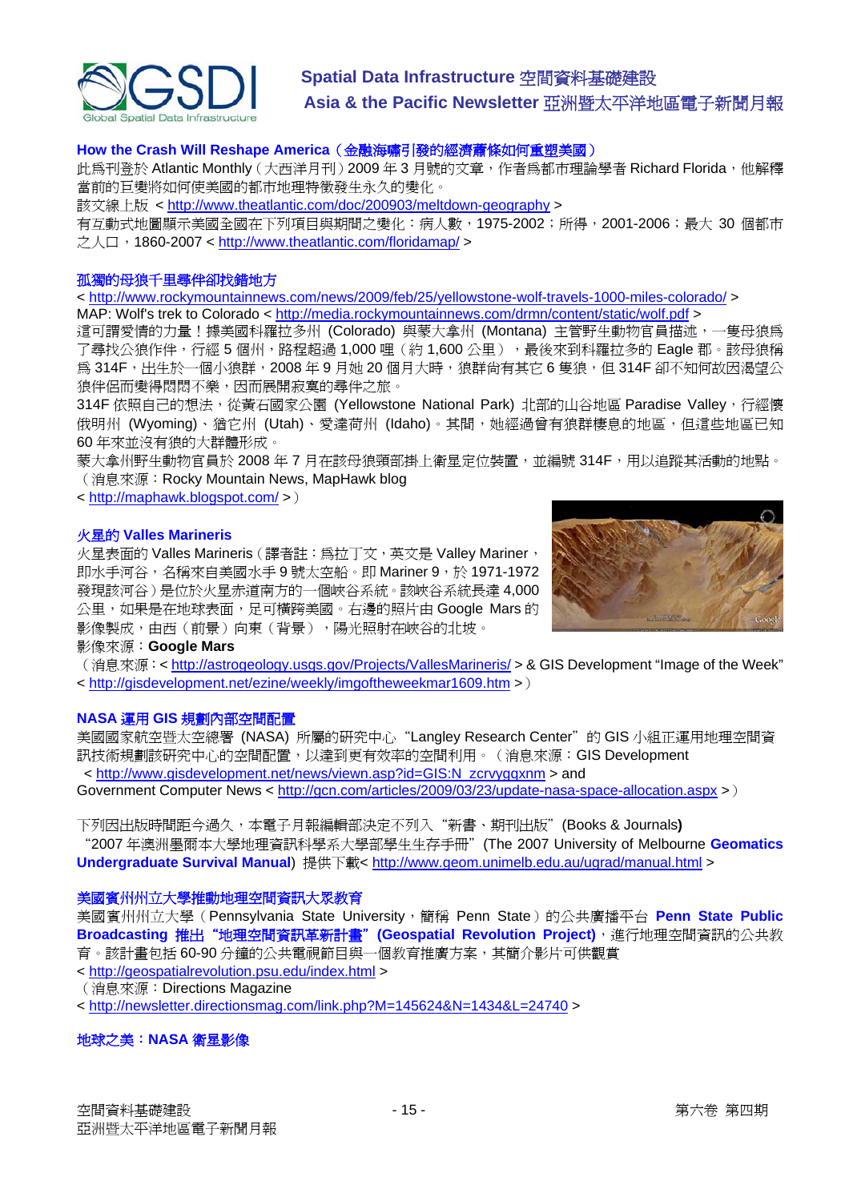### How the Crash Will Reshape America（金融海嘯引發的經濟蕭條如何重塑美國）

此為刊登於 Atlantic Monthly（大西洋月刊）2009 年 3 月號的文章，作者為都市理論學者 Richard Florida，他解釋當前的巨變將如何使美國的都市地理特徵發生永久的變化。

該文線上版 < http://www.theatlantic.com/doc/200903/meltdown-geography >

有互動式地圖顯示美國全國在下列項目與期間之變化：病人數，1975-2002；所得，2001-2006；最大 30 個都市之人口，1860-2007 < http://www.theatlantic.com/floridamap/ >

### 孤獨的母狼千里尋伴卻找錯地方

< http://www.rockymountainnews.com/news/2009/feb/25/yellowstone-wolf-travels-1000-miles-colorado/ >

MAP: Wolf's trek to Colorado < http://media.rockymountainnews.com/drmn/content/static/wolf.pdf >

這可謂愛情的力量！據美國科羅拉多州 (Colorado) 與蒙大拿州 (Montana) 主管野生動物官員描述，一隻母狼為了尋找公狼作伴，行經 5 個州，路程超過 1,000 哩（約 1,600 公里），最後來到科羅拉多的 Eagle 郡。該母狼稱為 314F，出生於一個小狼群，2008 年 9 月她 20 個月大時，狼群尚有其它 6 隻狼，但 314F 卻不知何故因渴望公狼伴侶而變得悶悶不樂，因而展開寂寞的尋伴之旅。

314F 依照自己的想法，從黃石國家公園 (Yellowstone National Park) 北部的山谷地區 Paradise Valley，行經懷俄明州 (Wyoming)、猶它州 (Utah)、愛達荷州 (Idaho)。其間，她經過曾有狼群棲息的地區，但這些地區已知 60 年來並沒有狼的大群體形成。

蒙大拿州野生動物官員於 2008 年 7 月在該母狼頸部掛上衛星定位裝置，並編號 314F，用以追蹤其活動的地點。（消息來源：Rocky Mountain News, MapHawk blog

< http://maphawk.blogspot.com/ >）

### 火星的 Valles Marineris

火星表面的 Valles Marineris（譯者註：為拉丁文，英文是 Valley Mariner，即水手河谷，名稱來自美國水手 9 號太空船。即 Mariner 9，於 1971-1972 發現該河谷）是位於火星赤道南方的一個峽谷系統。該峽谷系統長達 4,000 公里，如果是在地球表面，足可橫跨美國。右邊的照片由 Google Mars 的影像製成，由西（前景）向東（背景），陽光照射在峽谷的北坡。

影像來源：**Google Mars**

（消息來源：< http://astrogeology.usgs.gov/Projects/VallesMarineris/ > & GIS Development "Image of the Week"

< http://gisdevelopment.net/ezine/weekly/imgoftheweekmar1609.htm >）

### NASA 運用 GIS 規劃內部空間配置

美國國家航空暨太空總署 (NASA) 所屬的研究中心"Langley Research Center"的 GIS 小組正運用地理空間資訊技術規劃該研究中心的空間配置，以達到更有效率的空間利用。（消息來源：GIS Development

< http://www.gisdevelopment.net/news/viewn.asp?id=GIS:N_zcrvygqxnm > and

Government Computer News < http://gcn.com/articles/2009/03/23/update-nasa-space-allocation.aspx >）

下列因出版時間距今過久，本電子月報編輯部決定不列入"新書、期刊出版"(Books & Journals**)**

"2007 年澳洲墨爾本大學地理資訊科學系大學部學生生存手冊"(The 2007 University of Melbourne **Geomatics Undergraduate Survival Manual**) 提供下載< http://www.geom.unimelb.edu.au/ugrad/manual.html >

### 美國賓州州立大學推動地理空間資訊大眾教育

美國賓州州立大學（Pennsylvania State University，簡稱 Penn State）的公共廣播平台 **Penn State Public Broadcasting 推出"地理空間資訊革新計畫"(Geospatial Revolution Project)**，進行地理空間資訊的公共教育。該計畫包括 60-90 分鐘的公共電視節目與一個教育推廣方案，其簡介影片可供觀賞

< http://geospatialrevolution.psu.edu/index.html >

（消息來源：Directions Magazine

< http://newsletter.directionsmag.com/link.php?M=145624&N=1434&L=24740 >

### 地球之美：NASA 衛星影像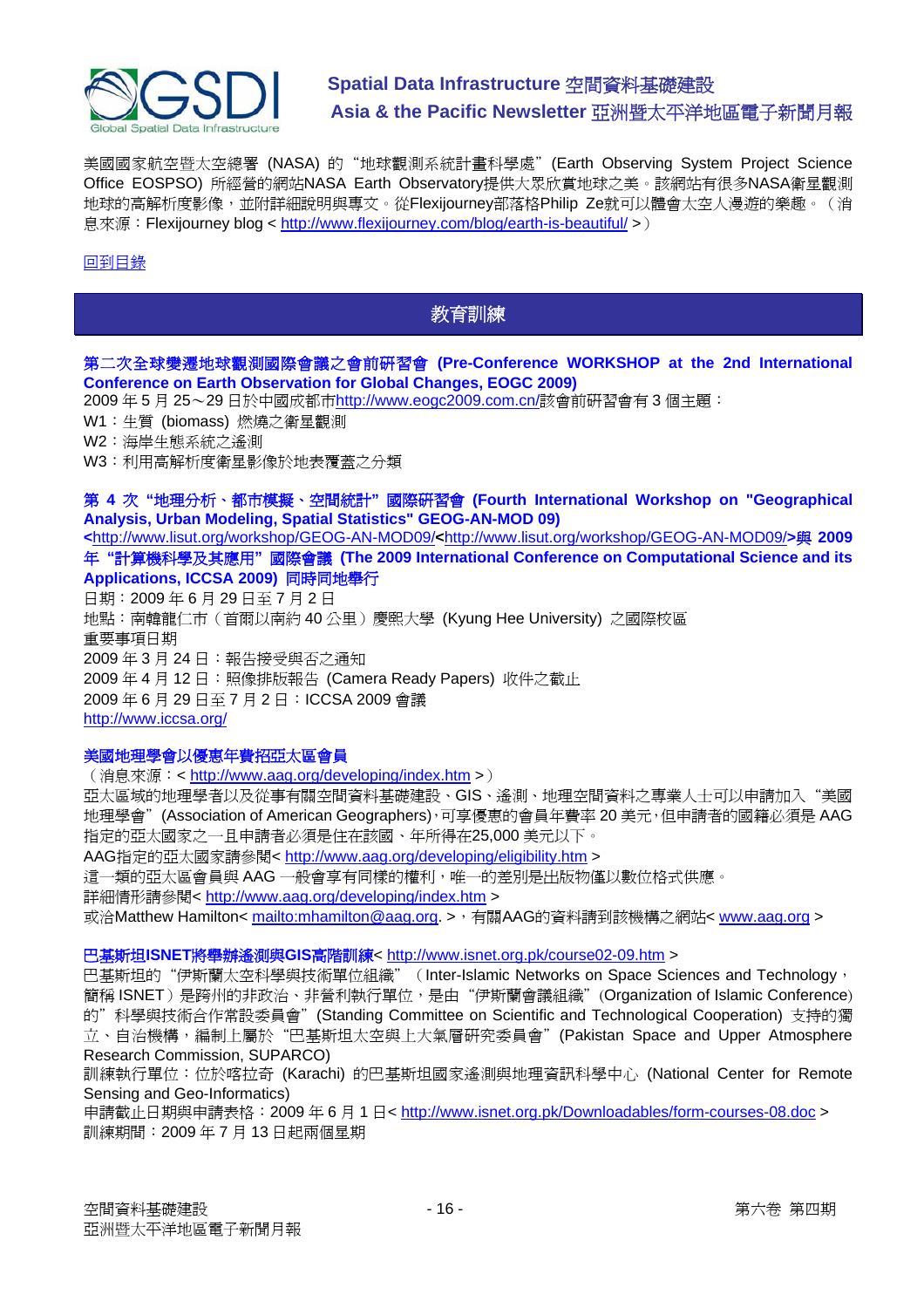美國國家航空暨太空總署 (NASA) 的"地球觀測系統計畫科學處"(Earth Observing System Project Science Office EOSPSO) 所經營的網站NASA Earth Observatory提供大眾欣賞地球之美。該網站有很多NASA衛星觀測地球的高解析度影像，並附詳細說明與專文。從Flexijourney部落格Philip Ze就可以體會太空人漫遊的樂趣。（消息來源：Flexijourney blog < http://www.flexijourney.com/blog/earth-is-beautiful/ >）

回到目錄

## 教育訓練

### 第二次全球變遷地球觀測國際會議之會前研習會 (Pre-Conference WORKSHOP at the 2nd International Conference on Earth Observation for Global Changes, EOGC 2009)

2009 年 5 月 25～29 日於中國成都市http://www.eogc2009.com.cn/該會前研習會有 3 個主題：

W1：生質 (biomass) 燃燒之衛星觀測

W2：海岸生態系統之遙測

W3：利用高解析度衛星影像於地表覆蓋之分類

### 第 4 次"地理分析、都市模擬、空間統計"國際研習會 (Fourth International Workshop on "Geographical Analysis, Urban Modeling, Spatial Statistics" GEOG-AN-MOD 09) <http://www.lisut.org/workshop/GEOG-AN-MOD09/<http://www.lisut.org/workshop/GEOG-AN-MOD09/>與 2009 年"計算機科學及其應用"國際會議 (The 2009 International Conference on Computational Science and its Applications, ICCSA 2009) 同時同地舉行

日期：2009 年 6 月 29 日至 7 月 2 日

地點：南韓龍仁市（首爾以南約 40 公里）慶熙大學 (Kyung Hee University) 之國際校區

重要事項日期

2009 年 3 月 24 日：報告接受與否之通知

2009 年 4 月 12 日：照像排版報告 (Camera Ready Papers) 收件之截止

2009 年 6 月 29 日至 7 月 2 日：ICCSA 2009 會議

http://www.iccsa.org/

### 美國地理學會以優惠年費招亞太區會員

（消息來源：< http://www.aag.org/developing/index.htm >）

亞太區域的地理學者以及從事有關空間資料基礎建設、GIS、遙測、地理空間資料之專業人士可以申請加入"美國地理學會"(Association of American Geographers)，可享優惠的會員年費率 20 美元，但申請者的國籍必須是 AAG 指定的亞太國家之一且申請者必須是住在該國、年所得在25,000 美元以下。

AAG指定的亞太國家請參閱< http://www.aag.org/developing/eligibility.htm >

這一類的亞太區會員與 AAG 一般會員享有同樣的權利，唯一的差別是出版物僅以數位格式供應。

詳細情形請參閱< http://www.aag.org/developing/index.htm >

或洽Matthew Hamilton< mailto:mhamilton@aag.org. >，有關AAG的資料請到該機構之網站< www.aag.org >

### 巴基斯坦ISNET將舉辦遙測與GIS高階訓練< http://www.isnet.org.pk/course02-09.htm >

巴基斯坦的"伊斯蘭太空科學與技術單位組織"（Inter-Islamic Networks on Space Sciences and Technology，簡稱 ISNET）是跨州的非政治、非營利執行單位，是由"伊斯蘭會議組織"(Organization of Islamic Conference) 的"科學與技術合作常設委員會"(Standing Committee on Scientific and Technological Cooperation) 支持的獨立、自治機構，編制上屬於"巴基斯坦太空與上大氣層研究委員會"(Pakistan Space and Upper Atmosphere Research Commission, SUPARCO)

訓練執行單位：位於喀拉奇 (Karachi) 的巴基斯坦國家遙測與地理資訊科學中心 (National Center for Remote Sensing and Geo-Informatics)

申請截止日期與申請表格：2009 年 6 月 1 日< http://www.isnet.org.pk/Downloadables/form-courses-08.doc >

訓練期間：2009 年 7 月 13 日起兩個星期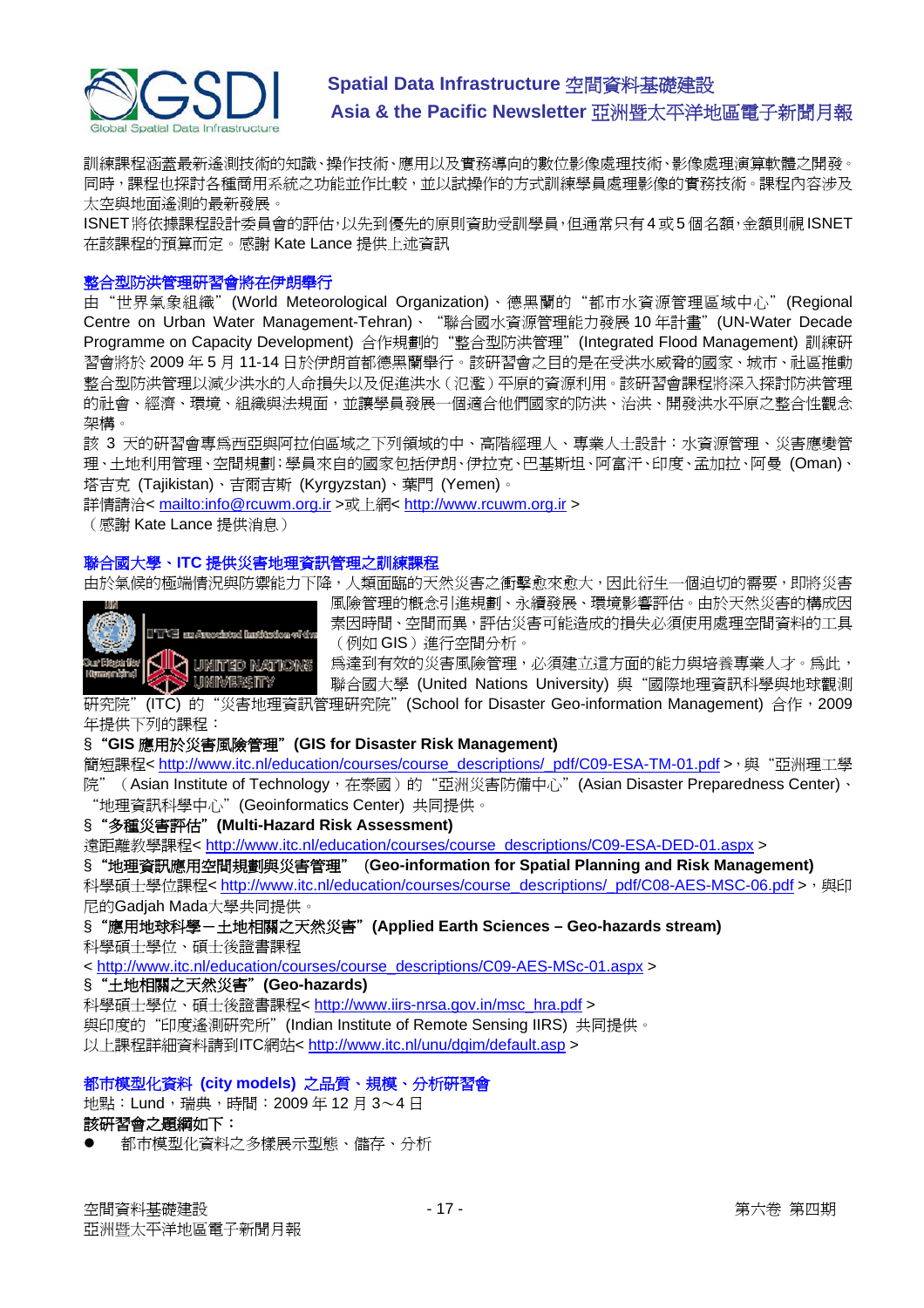訓練課程涵蓋最新遙測技術的知識、操作技術、應用以及實務導向的數位影像處理技術、影像處理演算軟體之開發。同時，課程也探討各種商用系統之功能並作比較，並以試操作的方式訓練學員處理影像的實務技術。課程內容涉及太空與地面遙測的最新發展。

ISNET 將依據課程設計委員會的評估，以先到優先的原則資助受訓學員，但通常只有 4 或 5 個名額，金額則視 ISNET 在該課程的預算而定。感謝 Kate Lance 提供上述資訊

### 整合型防洪管理研習會將在伊朗舉行

由“世界氣象組織”(World Meteorological Organization)、德黑蘭的“都市水資源管理區域中心”(Regional Centre on Urban Water Management-Tehran)、“聯合國水資源管理能力發展 10 年計畫”(UN-Water Decade Programme on Capacity Development) 合作規劃的“整合型防洪管理”(Integrated Flood Management) 訓練研習會將於 2009 年 5 月 11-14 日於伊朗首都德黑蘭舉行。該研習會之目的是在受洪水威脅的國家、城市、社區推動整合型防洪管理以減少洪水的人命損失以及促進洪水（氾濫）平原的資源利用。該研習會課程將深入探討防洪管理的社會、經濟、環境、組織與法規面，並讓學員發展一個適合他們國家的防洪、治洪、開發洪水平原之整合性觀念架構。

該 3 天的研習會專為西亞與阿拉伯區域之下列領域的中、高階經理人、專業人士設計：水資源管理、災害應變管理、土地利用管理、空間規劃；學員來自的國家包括伊朗、伊拉克、巴基斯坦、阿富汗、印度、孟加拉、阿曼 (Oman)、塔吉克 (Tajikistan)、吉爾吉斯 (Kyrgyzstan)、葉門 (Yemen)。

詳情請洽< mailto:info@rcuwm.org.ir >或上網< http://www.rcuwm.org.ir >

（感謝 Kate Lance 提供消息）

### 聯合國大學、ITC 提供災害地理資訊管理之訓練課程

由於氣候的極端情況與防禦能力下降，人類面臨的天然災害之衝擊愈來愈大，因此衍生一個迫切的需要，即將災害風險管理的概念引進規劃、永續發展、環境影響評估。由於天然災害的構成因素因時間、空間而異，評估災害可能造成的損失必須使用處理空間資料的工具（例如 GIS）進行空間分析。為達到有效的災害風險管理，必須建立這方面的能力與培養專業人才。為此，聯合國大學 (United Nations University) 與“國際地理資訊科學與地球觀測研究院”(ITC) 的“災害地理資訊管理研究院”(School for Disaster Geo-information Management) 合作，2009 年提供下列的課程：

§ **“GIS 應用於災害風險管理”(GIS for Disaster Risk Management)**

簡短課程< http://www.itc.nl/education/courses/course_descriptions/_pdf/C09-ESA-TM-01.pdf >，與“亞洲理工學院”（Asian Institute of Technology，在泰國）的“亞洲災害防備中心”(Asian Disaster Preparedness Center)、“地理資訊科學中心”(Geoinformatics Center) 共同提供。

§ **“多種災害評估”(Multi-Hazard Risk Assessment)**

遠距離教學課程< http://www.itc.nl/education/courses/course_descriptions/C09-ESA-DED-01.aspx >

§ **“地理資訊應用空間規劃與災害管理” (Geo-information for Spatial Planning and Risk Management)**

科學碩士學位課程< http://www.itc.nl/education/courses/course_descriptions/_pdf/C08-AES-MSC-06.pdf >，與印尼的Gadjah Mada大學共同提供。

§ **“應用地球科學－土地相關之天然災害”(Applied Earth Sciences – Geo-hazards stream)**

科學碩士學位、碩士後證書課程

< http://www.itc.nl/education/courses/course_descriptions/C09-AES-MSc-01.aspx >

§ **“土地相關之天然災害”(Geo-hazards)**

科學碩士學位、碩士後證書課程< http://www.iirs-nrsa.gov.in/msc_hra.pdf >

與印度的“印度遙測研究所”(Indian Institute of Remote Sensing IIRS) 共同提供。

以上課程詳細資料請到ITC網站< http://www.itc.nl/unu/dgim/default.asp >

### 都市模型化資料 (city models) 之品質、規模、分析研習會

地點：Lund，瑞典，時間：2009 年 12 月 3～4 日

**該研習會之題綱如下：**

- 都市模型化資料之多樣展示型態、儲存、分析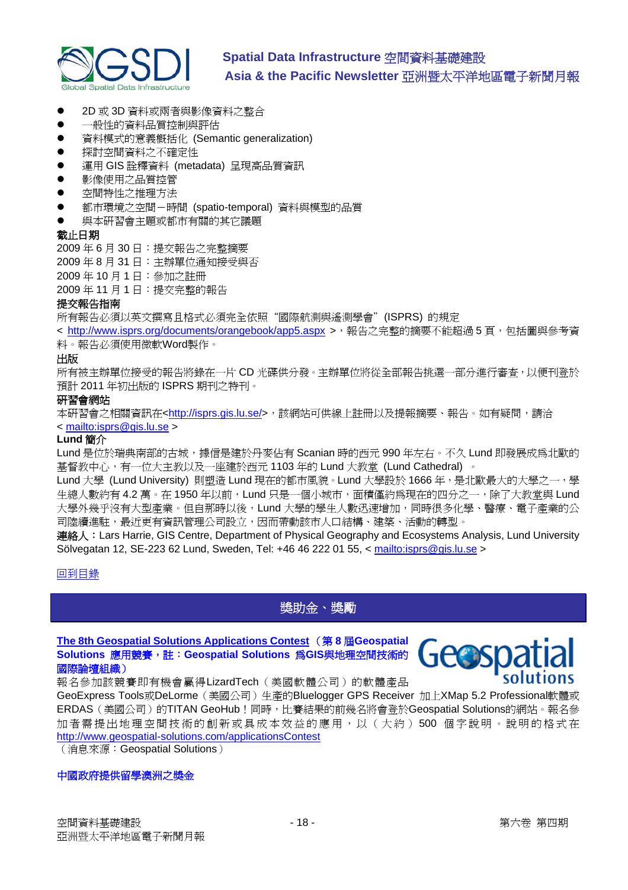- 2D 或 3D 資料或兩者與影像資料之整合
- 一般性的資料品質控制與評估
- 資料模式的意義概括化 (Semantic generalization)
- 探討空間資料之不確定性
- 運用 GIS 詮釋資料 (metadata) 呈現高品質資訊
- 影像使用之品質控管
- 空間特性之推理方法
- 都市環境之空間－時間 (spatio-temporal) 資料與模型的品質
- 與本研習會主題或都市有關的其它議題

**截止日期**

2009 年 6 月 30 日：提交報告之完整摘要
2009 年 8 月 31 日：主辦單位通知接受與否
2009 年 10 月 1 日：參加之註冊
2009 年 11 月 1 日：提交完整的報告

**提交報告指南**

所有報告必須以英文撰寫且格式必須完全依照"國際航測與遙測學會"(ISPRS) 的規定 < http://www.isprs.org/documents/orangebook/app5.aspx >，報告之完整的摘要不能超過 5 頁，包括圖與參考資料。報告必須使用微軟Word製作。

**出版**

所有被主辦單位接受的報告將錄在一片 CD 光碟供分發。主辦單位將從全部報告挑選一部分進行審查，以便刊登於預計 2011 年初出版的 ISPRS 期刊之特刊。

**研習會網站**

本研習會之相關資訊在<http://isprs.gis.lu.se/>，該網站可供線上註冊以及提報摘要、報告。如有疑問，請洽 < mailto:isprs@gis.lu.se >

**Lund 簡介**

Lund 是位於瑞典南部的古城，據信是建於丹麥佔有 Scanian 時的西元 990 年左右。不久 Lund 即發展成為北歐的基督教中心，有一位大主教以及一座建於西元 1103 年的 Lund 大教堂 (Lund Cathedral) 。

Lund 大學 (Lund University) 則塑造 Lund 現在的都市風貌。Lund 大學設於 1666 年，是北歐最大的大學之一，學生總人數約有 4.2 萬。在 1950 年以前，Lund 只是一個小城市，面積僅約為現在的四分之一，除了大教堂與 Lund 大學外幾乎沒有大型產業。但自那時以後，Lund 大學的學生人數迅速增加，同時很多化學、醫療、電子產業的公司陸續進駐，最近更有資訊管理公司設立，因而帶動該市人口結構、建築、活動的轉型。

**連絡人**：Lars Harrie, GIS Centre, Department of Physical Geography and Ecosystems Analysis, Lund University Sölvegatan 12, SE-223 62 Lund, Sweden, Tel: +46 46 222 01 55, < mailto:isprs@gis.lu.se >

回到目錄

## 獎助金、獎勵

**The 8th Geospatial Solutions Applications Contest（第 8 屆Geospatial Solutions 應用競賽，註：Geospatial Solutions 為GIS與地理空間技術的國際論壇組織）**

報名參加該競賽即有機會贏得LizardTech（美國軟體公司）的軟體產品GeoExpress Tools或DeLorme（美國公司）生產的Bluelogger GPS Receiver 加上XMap 5.2 Professional軟體或ERDAS（美國公司）的TITAN GeoHub！同時，比賽結果的前幾名將會登於Geospatial Solutions的網站。報名參加者需提出地理空間技術的創新或具成本效益的應用，以（大約）500 個字說明。說明的格式在 http://www.geospatial-solutions.com/applicationsContest

（消息來源：Geospatial Solutions）

**中國政府提供留學澳洲之獎金**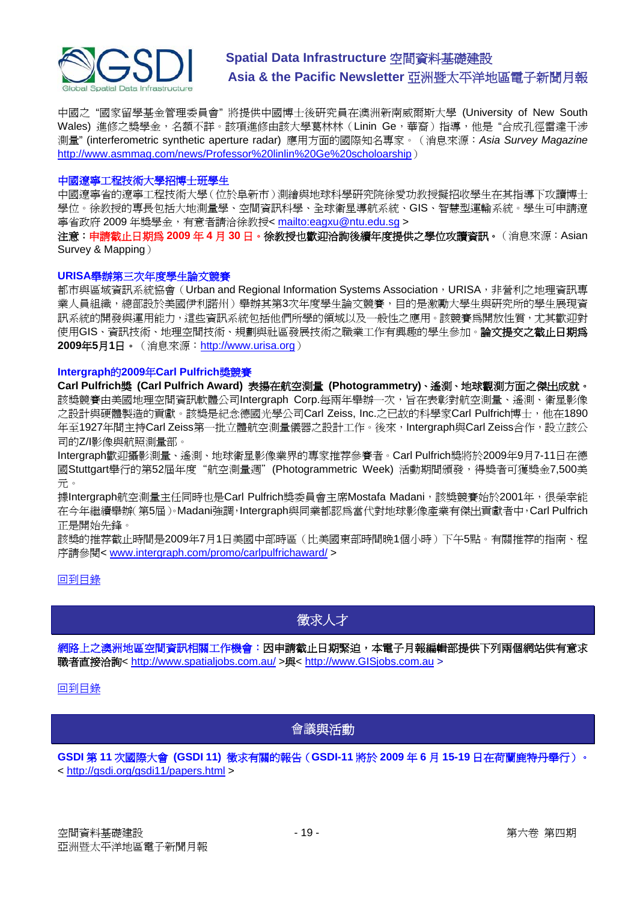中國之 "國家留學基金管理委員會" 將提供中國博士後研究員在澳洲新南威爾斯大學 (University of New South Wales) 進修之獎學金，名額不詳。該項進修由該大學葛林林（Linin Ge，華裔）指導，他是 "合成孔徑雷達干涉測量" (interferometric synthetic aperture radar) 應用方面的國際知名專家。（消息來源：*Asia Survey Magazine* http://www.asmmag.com/news/Professor%20linlin%20Ge%20scholoarship）

### 中國遼寧工程技術大學招博士班學生

中國遼寧省的遼寧工程技術大學（位於阜新市）測繪與地球科學研究院徐愛功教授擬招收學生在其指導下攻讀博士學位。徐教授的專長包括大地測量學、空間資訊科學、全球衛星導航系統、GIS、智慧型運輸系統。學生可申請遼寧省政府 2009 年獎學金，有意者請洽徐教授< mailto:eagxu@ntu.edu.sg >

**注意：申請截止日期為 2009 年 4 月 30 日。徐教授也歡迎洽詢後續年度提供之學位攻讀資訊。**（消息來源：Asian Survey & Mapping）

### URISA舉辦第三次年度學生論文競賽

都市與區域資訊系統協會（Urban and Regional Information Systems Association，URISA，非營利之地理資訊專業人員組織，總部設於美國伊利諾州）舉辦其第3次年度學生論文競賽，目的是激勵大學生與研究所的學生展現資訊系統的開發與運用能力，這些資訊系統包括他們所學的領域以及一般性之應用。該競賽為開放性質，尤其歡迎對使用GIS、資訊技術、地理空間技術、規劃與社區發展技術之職業工作有興趣的學生參加。**論文提交之截止日期為2009年5月1日。**（消息來源：http://www.urisa.org）

### Intergraph的2009年Carl Pulfrich獎競賽

**Carl Pulfrich獎 (Carl Pulfrich Award) 表揚在航空測量 (Photogrammetry)、遙測、地球觀測方面之傑出成就。**

該獎競賽由美國地理空間資訊軟體公司Intergraph Corp.每兩年舉辦一次，旨在表彰對航空測量、遙測、衛星影像之設計與硬體製造的貢獻。該獎是紀念德國光學公司Carl Zeiss, Inc.之已故的科學家Carl Pulfrich博士，他在1890年至1927年間主持Carl Zeiss第一批立體航空測量儀器之設計工作。後來，Intergraph與Carl Zeiss合作，設立該公司的Z/I影像與航照測量部。

Intergraph歡迎攝影測量、遙測、地球衛星影像業界的專家推荐參賽者。Carl Pulfrich獎將於2009年9月7-11日在德國Stuttgart舉行的第52屆年度 "航空測量週" (Photogrammetric Week) 活動期間頒發，得獎者可獲獎金7,500美元。

據Intergraph航空測量主任同時也是Carl Pulfrich獎委員會主席Mostafa Madani，該獎競賽始於2001年，很榮幸能在今年繼續舉辦(第5屆)。Madani強調，Intergraph與同業都認為當代對地球影像產業有傑出貢獻者中，Carl Pulfrich正是開始先鋒。

該獎的推荐截止時間是2009年7月1日美國中部時區（比美國東部時間晚1個小時）下午5點。有關推荐的指南、程序請參閱< www.intergraph.com/promo/carlpulfrichaward/ >

回到目錄

## 徵求人才

**網路上之澳洲地區空間資訊相關工作機會：因申請截止日期緊迫，本電子月報編輯部提供下列兩個網站供有意求職者直接洽詢**< http://www.spatialjobs.com.au/ >與< http://www.GISjobs.com.au >

回到目錄

## 會議與活動

**GSDI 第 11 次國際大會 (GSDI 11) 徵求有關的報告（GSDI-11 將於 2009 年 6 月 15-19 日在荷蘭鹿特丹舉行）。**
< http://gsdi.org/gsdi11/papers.html >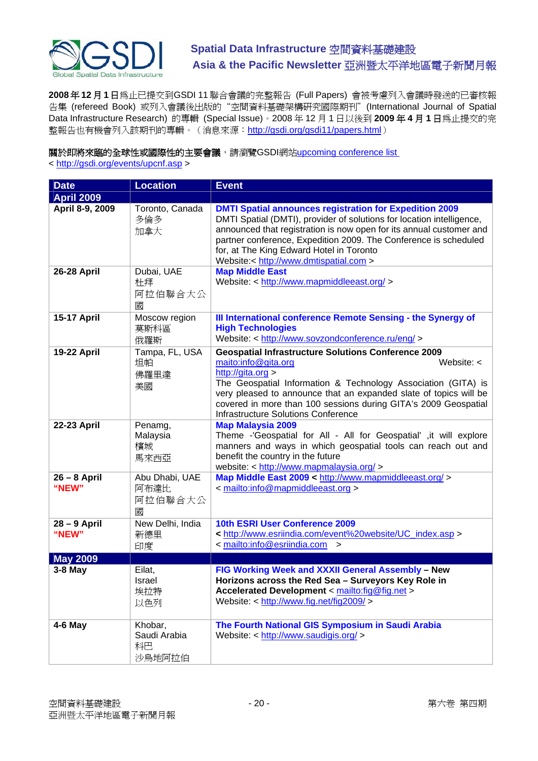**2008 年 12 月 1 日**爲止已提交到GSDI 11 聯合會議的完整報告 (Full Papers) 會被考慮列入會議時發送的已審核報告集 (refereed Book) 或列入會議後出版的 "空間資料基礎架構研究國際期刊" (International Journal of Spatial Data Infrastructure Research) 的專輯 (Special Issue)。2008 年 12 月 1 日以後到 **2009 年 4 月 1 日**爲止提交的完整報告也有機會列入該期刊的專輯。(消息來源:http://gsdi.org/gsdi11/papers.html)

**關於即將來臨的全球性或國際性的主要會議**,請瀏覽GSDI網站upcoming conference list
< http://gsdi.org/events/upcnf.asp >

| Date | Location | Event |
|---|---|---|
| **April 2009** | | |
| **April 8-9, 2009** | Toronto, Canada<br>多倫多<br>加拿大 | **DMTI Spatial announces registration for Expedition 2009**<br>DMTI Spatial (DMTI), provider of solutions for location intelligence, announced that registration is now open for its annual customer and partner conference, Expedition 2009. The Conference is scheduled for, at The King Edward Hotel in Toronto<br>Website:< http://www.dmtispatial.com > |
| **26-28 April** | Dubai, UAE<br>杜拜<br>阿拉伯聯合大公國 | **Map Middle East**<br>Website: < http://www.mapmiddleeast.org/ > |
| **15-17 April** | Moscow region<br>莫斯科區<br>俄羅斯 | **III International conference Remote Sensing - the Synergy of High Technologies**<br>Website: < http://www.sovzondconference.ru/eng/ > |
| **19-22 April** | Tampa, FL, USA<br>坦帕<br>佛羅里達<br>美國 | **Geospatial Infrastructure Solutions Conference 2009**<br>maito:info@gita.org Website: < http://gita.org ><br>The Geospatial Information & Technology Association (GITA) is very pleased to announce that an expanded slate of topics will be covered in more than 100 sessions during GITA's 2009 Geospatial Infrastructure Solutions Conference |
| **22-23 April** | Penamg, Malaysia<br>檳城<br>馬來西亞 | **Map Malaysia 2009**<br>Theme -'Geospatial for All - All for Geospatial' ,it will explore manners and ways in which geospatial tools can reach out and benefit the country in the future<br>website: < http://www.mapmalaysia.org/ > |
| **26 – 8 April**<br>**"NEW"** | Abu Dhabi, UAE<br>阿布達比<br>阿拉伯聯合大公國 | **Map Middle East 2009 <** http://www.mapmiddleeast.org/ ><br>< mailto:info@mapmiddleeast.org > |
| **28 – 9 April**<br>**"NEW"** | New Delhi, India<br>新德里<br>印度 | **10th ESRI User Conference 2009**<br>**<** http://www.esriindia.com/event%20website/UC_index.asp ><br>< mailto:info@esriindia.com > |
| **May 2009** | | |
| **3-8 May** | Eilat, Israel<br>埃拉特<br>以色列 | **FIG Working Week and XXXII General Assembly – New Horizons across the Red Sea – Surveyors Key Role in Accelerated Development** < mailto:fig@fig.net ><br>Website: < http://www.fig.net/fig2009/ > |
| **4-6 May** | Khobar, Saudi Arabia<br>科巴<br>沙烏地阿拉伯 | **The Fourth National GIS Symposium in Saudi Arabia**<br>Website: < http://www.saudigis.org/ > |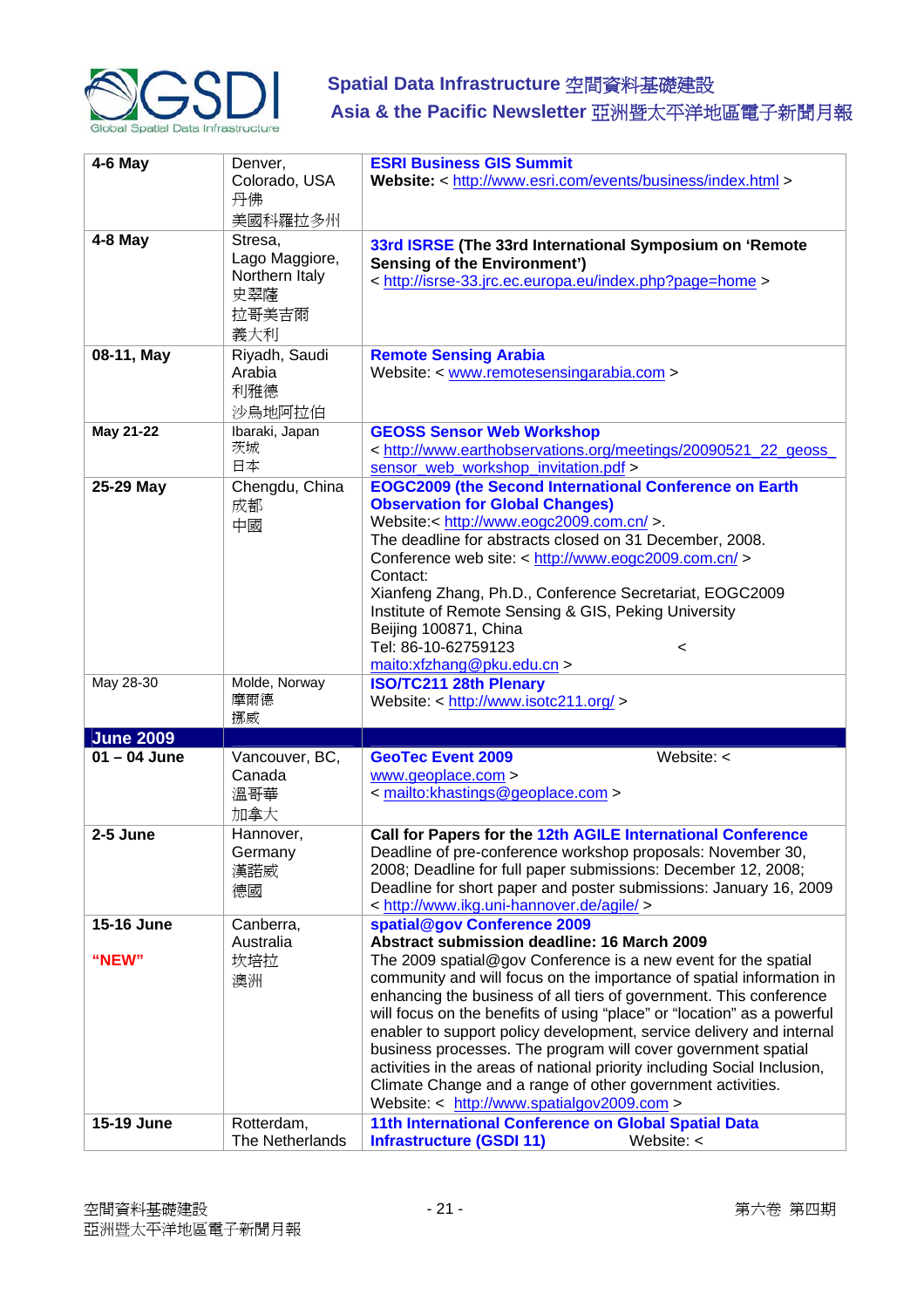| | | |
|---|---|---|
| **4-6 May** | Denver, Colorado, USA 丹佛 美國科羅拉多州 | **ESRI Business GIS Summit** **Website:** < http://www.esri.com/events/business/index.html > |
| **4-8 May** | Stresa, Lago Maggiore, Northern Italy 史翠薩 拉哥美吉爾 義大利 | **33rd ISRSE (The 33rd International Symposium on 'Remote Sensing of the Environment')** < http://isrse-33.jrc.ec.europa.eu/index.php?page=home > |
| **08-11, May** | Riyadh, Saudi Arabia 利雅德 沙烏地阿拉伯 | **Remote Sensing Arabia** Website: < www.remotesensingarabia.com > |
| **May 21-22** | Ibaraki, Japan 茨城 日本 | **GEOSS Sensor Web Workshop** < http://www.earthobservations.org/meetings/20090521_22_geoss_sensor_web_workshop_invitation.pdf > |
| **25-29 May** | Chengdu, China 成都 中國 | **EOGC2009 (the Second International Conference on Earth Observation for Global Changes)** Website:< http://www.eogc2009.com.cn/ >. The deadline for abstracts closed on 31 December, 2008. Conference web site: < http://www.eogc2009.com.cn/ > Contact: Xianfeng Zhang, Ph.D., Conference Secretariat, EOGC2009 Institute of Remote Sensing & GIS, Peking University Beijing 100871, China Tel: 86-10-62759123 < maito:xfzhang@pku.edu.cn > |
| May 28-30 | Molde, Norway 摩爾德 挪威 | **ISO/TC211 28th Plenary** Website: < http://www.isotc211.org/ > |
| **June 2009** | | |
| **01 – 04 June** | Vancouver, BC, Canada 溫哥華 加拿大 | **GeoTec Event 2009** Website: < www.geoplace.com > < mailto:khastings@geoplace.com > |
| **2-5 June** | Hannover, Germany 漢諾威 德國 | **Call for Papers for the 12th AGILE International Conference** Deadline of pre-conference workshop proposals: November 30, 2008; Deadline for full paper submissions: December 12, 2008; Deadline for short paper and poster submissions: January 16, 2009 < http://www.ikg.uni-hannover.de/agile/ > |
| **15-16 June** **"NEW"** | Canberra, Australia 坎培拉 澳洲 | **spatial@gov Conference 2009** **Abstract submission deadline: 16 March 2009** The 2009 spatial@gov Conference is a new event for the spatial community and will focus on the importance of spatial information in enhancing the business of all tiers of government. This conference will focus on the benefits of using "place" or "location" as a powerful enabler to support policy development, service delivery and internal business processes. The program will cover government spatial activities in the areas of national priority including Social Inclusion, Climate Change and a range of other government activities. Website: < http://www.spatialgov2009.com > |
| **15-19 June** | Rotterdam, The Netherlands | **11th International Conference on Global Spatial Data Infrastructure (GSDI 11)** Website: < |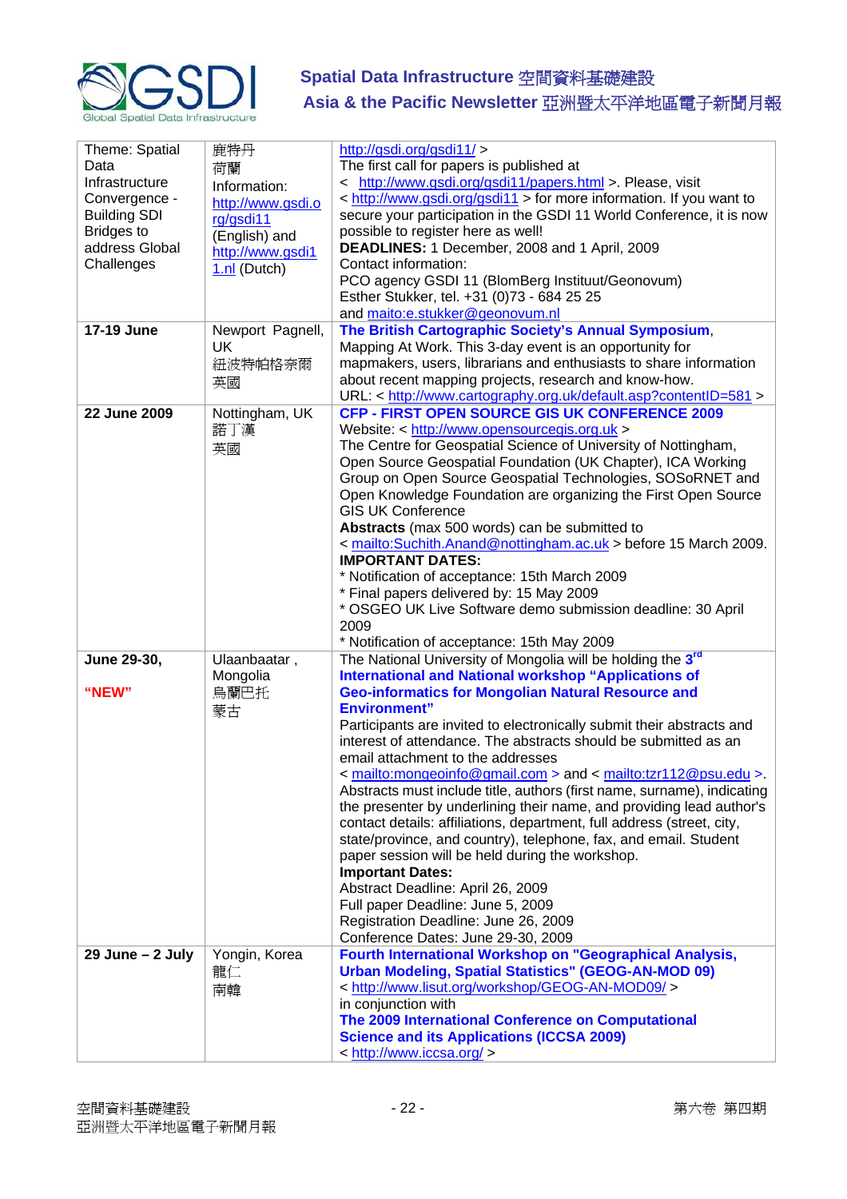| Theme: Spatial Data Infrastructure Convergence - Building SDI Bridges to address Global Challenges | 鹿特丹<br>荷蘭<br>Information: http://www.gsdi.org/gsdi11 (English) and http://www.gsdi11.nl (Dutch) | http://gsdi.org/gsdi11/ ><br>The first call for papers is published at < http://www.gsdi.org/gsdi11/papers.html >. Please, visit < http://www.gsdi.org/gsdi11 > for more information. If you want to secure your participation in the GSDI 11 World Conference, it is now possible to register here as well!<br>**DEADLINES:** 1 December, 2008 and 1 April, 2009<br>Contact information:<br>PCO agency GSDI 11 (BlomBerg Instituut/Geonovum)<br>Esther Stukker, tel. +31 (0)73 - 684 25 25<br>and maito:e.stukker@geonovum.nl |
|---|---|---|
| **17-19 June** | Newport Pagnell, UK<br>紐波特帕格奈爾<br>英國 | **The British Cartographic Society's Annual Symposium**, Mapping At Work. This 3-day event is an opportunity for mapmakers, users, librarians and enthusiasts to share information about recent mapping projects, research and know-how.<br>URL: < http://www.cartography.org.uk/default.asp?contentID=581 > |
| **22 June 2009** | Nottingham, UK<br>諾丁漢<br>英國 | **CFP - FIRST OPEN SOURCE GIS UK CONFERENCE 2009**<br>Website: < http://www.opensourcegis.org.uk ><br>The Centre for Geospatial Science of University of Nottingham, Open Source Geospatial Foundation (UK Chapter), ICA Working Group on Open Source Geospatial Technologies, SOSoRNET and Open Knowledge Foundation are organizing the First Open Source GIS UK Conference<br>**Abstracts** (max 500 words) can be submitted to < mailto:Suchith.Anand@nottingham.ac.uk > before 15 March 2009.<br>**IMPORTANT DATES:**<br>* Notification of acceptance: 15th March 2009<br>* Final papers delivered by: 15 May 2009<br>* OSGEO UK Live Software demo submission deadline: 30 April 2009<br>* Notification of acceptance: 15th May 2009 |
| **June 29-30,**<br><br>**"NEW"** | Ulaanbaatar , Mongolia<br>烏蘭巴托<br>蒙古 | The National University of Mongolia will be holding the **3rd International and National workshop "Applications of Geo-informatics for Mongolian Natural Resource and Environment"**<br>Participants are invited to electronically submit their abstracts and interest of attendance. The abstracts should be submitted as an email attachment to the addresses < mailto:mongeoinfo@gmail.com > and < mailto:tzr112@psu.edu >. Abstracts must include title, authors (first name, surname), indicating the presenter by underlining their name, and providing lead author's contact details: affiliations, department, full address (street, city, state/province, and country), telephone, fax, and email. Student paper session will be held during the workshop.<br>**Important Dates:**<br>Abstract Deadline: April 26, 2009<br>Full paper Deadline: June 5, 2009<br>Registration Deadline: June 26, 2009<br>Conference Dates: June 29-30, 2009 |
| **29 June – 2 July** | Yongin, Korea<br>龍仁<br>南韓 | **Fourth International Workshop on "Geographical Analysis, Urban Modeling, Spatial Statistics" (GEOG-AN-MOD 09)**<br>< http://www.lisut.org/workshop/GEOG-AN-MOD09/ ><br>in conjunction with<br>**The 2009 International Conference on Computational Science and its Applications (ICCSA 2009)**<br>< http://www.iccsa.org/ > |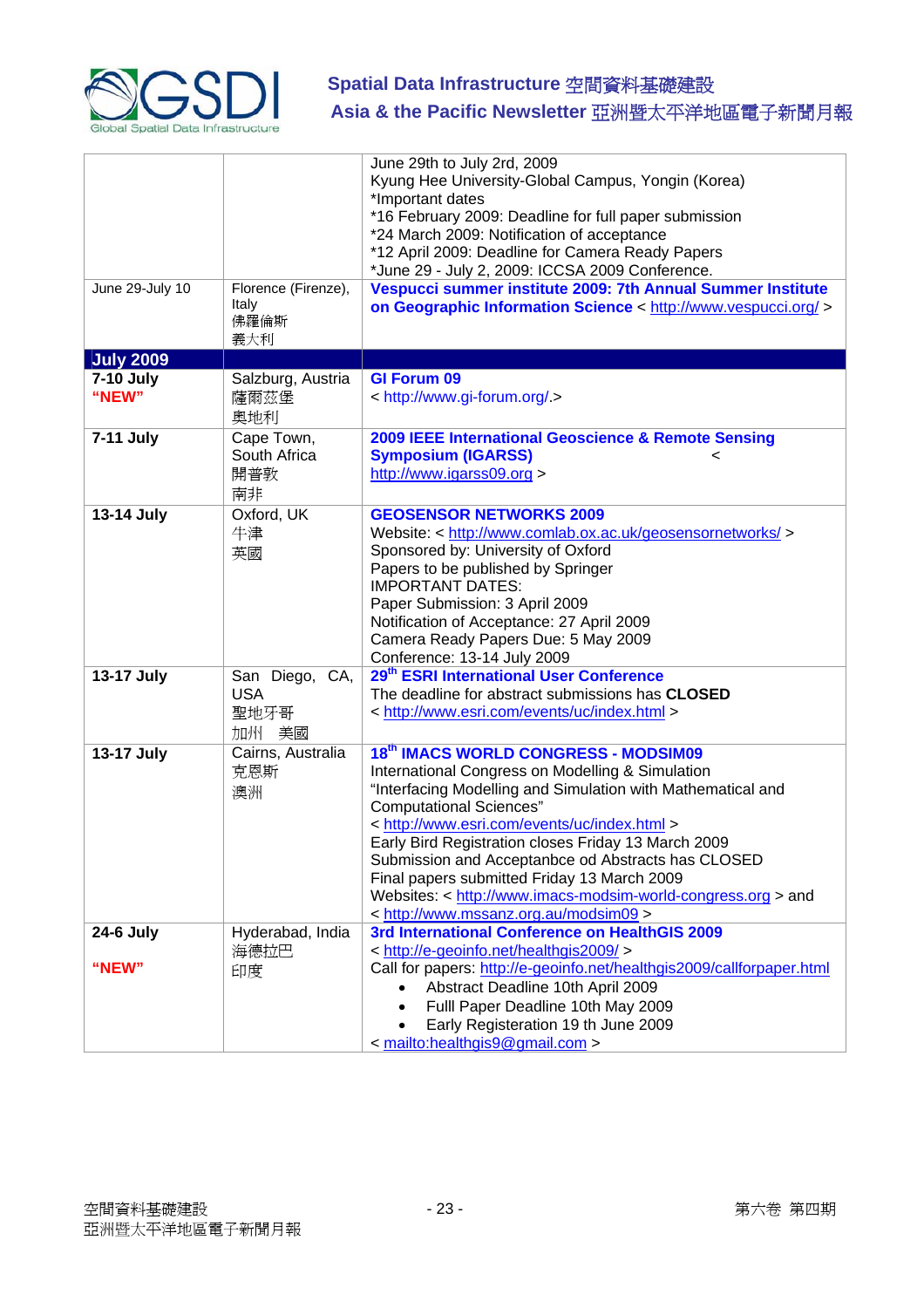| | | |
|---|---|---|
| | | June 29th to July 2rd, 2009<br>Kyung Hee University-Global Campus, Yongin (Korea)<br>*Important dates<br>*16 February 2009: Deadline for full paper submission<br>*24 March 2009: Notification of acceptance<br>*12 April 2009: Deadline for Camera Ready Papers<br>*June 29 - July 2, 2009: ICCSA 2009 Conference. |
| June 29-July 10 | Florence (Firenze), Italy<br>佛羅倫斯<br>義大利 | **Vespucci summer institute 2009: 7th Annual Summer Institute on Geographic Information Science** < http://www.vespucci.org/ > |
| **July 2009** | | |
| **7-10 July**<br>**"NEW"** | Salzburg, Austria<br>薩爾茲堡<br>奧地利 | **GI Forum 09**<br>< http://www.gi-forum.org/.> |
| **7-11 July** | Cape Town, South Africa<br>開普敦<br>南非 | **2009 IEEE International Geoscience & Remote Sensing Symposium (IGARSS)** < http://www.igarss09.org > |
| **13-14 July** | Oxford, UK<br>牛津<br>英國 | **GEOSENSOR NETWORKS 2009**<br>Website: < http://www.comlab.ox.ac.uk/geosensornetworks/ ><br>Sponsored by: University of Oxford<br>Papers to be published by Springer<br>IMPORTANT DATES:<br>Paper Submission: 3 April 2009<br>Notification of Acceptance: 27 April 2009<br>Camera Ready Papers Due: 5 May 2009<br>Conference: 13-14 July 2009 |
| **13-17 July** | San Diego, CA, USA<br>聖地牙哥<br>加州 美國 | **29th ESRI International User Conference**<br>The deadline for abstract submissions has **CLOSED**<br>< http://www.esri.com/events/uc/index.html > |
| **13-17 July** | Cairns, Australia<br>克恩斯<br>澳洲 | **18th IMACS WORLD CONGRESS - MODSIM09**<br>International Congress on Modelling & Simulation<br>"Interfacing Modelling and Simulation with Mathematical and Computational Sciences"<br>< http://www.esri.com/events/uc/index.html ><br>Early Bird Registration closes Friday 13 March 2009<br>Submission and Acceptanbce od Abstracts has CLOSED<br>Final papers submitted Friday 13 March 2009<br>Websites: < http://www.imacs-modsim-world-congress.org > and < http://www.mssanz.org.au/modsim09 > |
| **24-6 July**<br>**"NEW"** | Hyderabad, India<br>海德拉巴<br>印度 | **3rd International Conference on HealthGIS 2009**<br>< http://e-geoinfo.net/healthgis2009/ ><br>Call for papers: http://e-geoinfo.net/healthgis2009/callforpaper.html<br>• Abstract Deadline 10th April 2009<br>• Fulll Paper Deadline 10th May 2009<br>• Early Registration 19 th June 2009<br>< mailto:healthgis9@gmail.com > |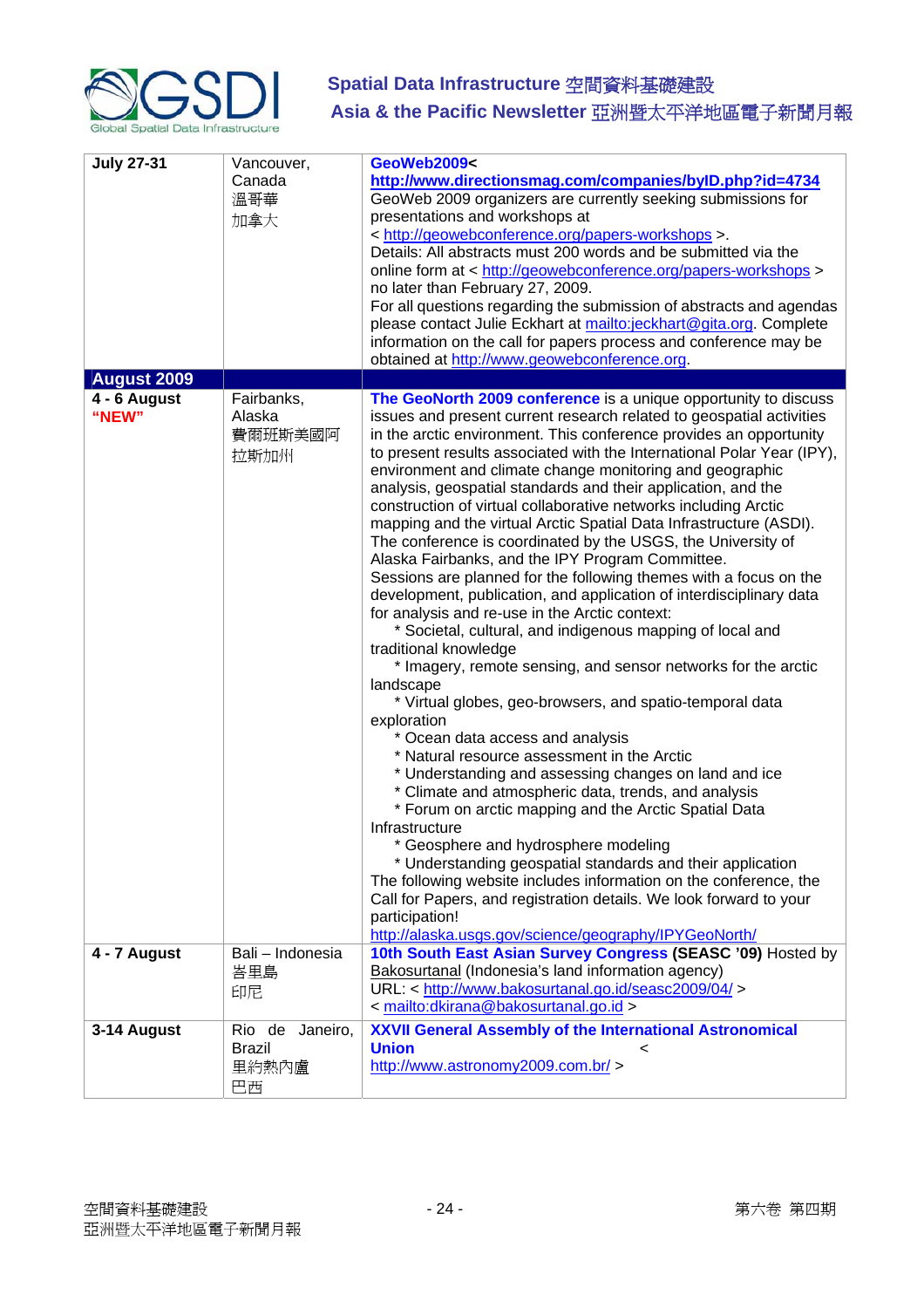| | | |
|---|---|---|
| **July 27-31** | Vancouver, Canada 溫哥華 加拿大 | **GeoWeb2009< http://www.directionsmag.com/companies/byID.php?id=4734** GeoWeb 2009 organizers are currently seeking submissions for presentations and workshops at < http://geowebconference.org/papers-workshops >. Details: All abstracts must 200 words and be submitted via the online form at < http://geowebconference.org/papers-workshops > no later than February 27, 2009. For all questions regarding the submission of abstracts and agendas please contact Julie Eckhart at mailto:jeckhart@gita.org. Complete information on the call for papers process and conference may be obtained at http://www.geowebconference.org. |
| **August 2009** | | |
| **4 - 6 August** **"NEW"** | Fairbanks, Alaska 費爾班斯美國阿拉斯加州 | **The GeoNorth 2009 conference** is a unique opportunity to discuss issues and present current research related to geospatial activities in the arctic environment. This conference provides an opportunity to present results associated with the International Polar Year (IPY), environment and climate change monitoring and geographic analysis, geospatial standards and their application, and the construction of virtual collaborative networks including Arctic mapping and the virtual Arctic Spatial Data Infrastructure (ASDI). The conference is coordinated by the USGS, the University of Alaska Fairbanks, and the IPY Program Committee. Sessions are planned for the following themes with a focus on the development, publication, and application of interdisciplinary data for analysis and re-use in the Arctic context:<br>* Societal, cultural, and indigenous mapping of local and traditional knowledge<br>* Imagery, remote sensing, and sensor networks for the arctic landscape<br>* Virtual globes, geo-browsers, and spatio-temporal data exploration<br>* Ocean data access and analysis<br>* Natural resource assessment in the Arctic<br>* Understanding and assessing changes on land and ice<br>* Climate and atmospheric data, trends, and analysis<br>* Forum on arctic mapping and the Arctic Spatial Data Infrastructure<br>* Geosphere and hydrosphere modeling<br>* Understanding geospatial standards and their application<br>The following website includes information on the conference, the Call for Papers, and registration details. We look forward to your participation! http://alaska.usgs.gov/science/geography/IPYGeoNorth/ |
| **4 - 7 August** | Bali – Indonesia 峇里島 印尼 | **10th South East Asian Survey Congress (SEASC '09)** Hosted by Bakosurtanal (Indonesia's land information agency) URL: < http://www.bakosurtanal.go.id/seasc2009/04/ > < mailto:dkirana@bakosurtanal.go.id > |
| **3-14 August** | Rio de Janeiro, Brazil 里約熱內盧 巴西 | **XXVII General Assembly of the International Astronomical Union** < http://www.astronomy2009.com.br/ > |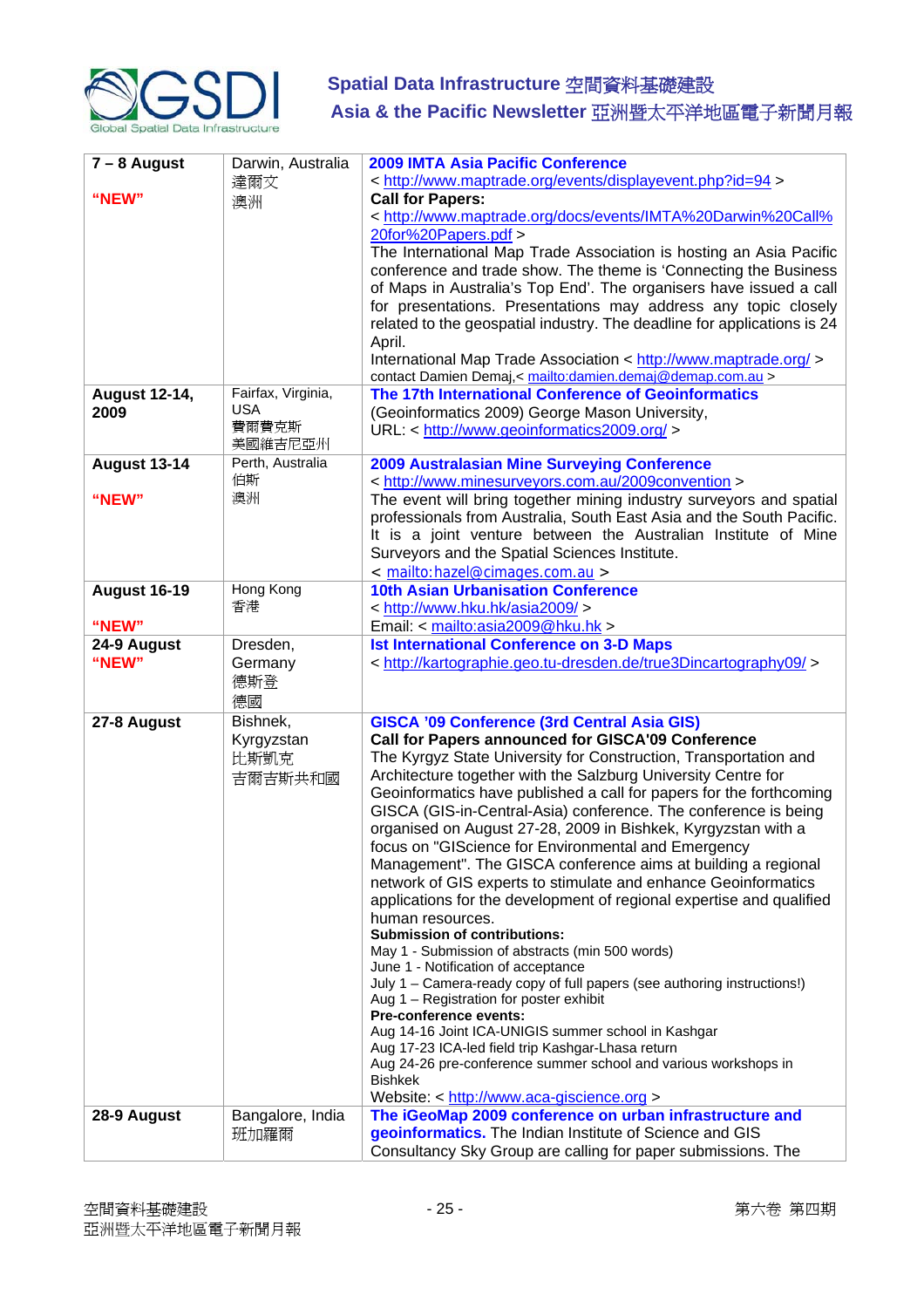| | | |
|---|---|---|
| **7 – 8 August**<br><br>**"NEW"** | Darwin, Australia<br>達爾文<br>澳洲 | **2009 IMTA Asia Pacific Conference**<br>< http://www.maptrade.org/events/displayevent.php?id=94 ><br>**Call for Papers:**<br>< http://www.maptrade.org/docs/events/IMTA%20Darwin%20Call%20for%20Papers.pdf ><br>The International Map Trade Association is hosting an Asia Pacific conference and trade show. The theme is 'Connecting the Business of Maps in Australia's Top End'. The organisers have issued a call for presentations. Presentations may address any topic closely related to the geospatial industry. The deadline for applications is 24 April.<br>International Map Trade Association < http://www.maptrade.org/ ><br>contact Damien Demaj,< mailto:damien.demaj@demap.com.au > |
| **August 12-14, 2009** | Fairfax, Virginia, USA<br>費爾費克斯<br>美國維吉尼亞州 | **The 17th International Conference of Geoinformatics**<br>(Geoinformatics 2009) George Mason University,<br>URL: < http://www.geoinformatics2009.org/ > |
| **August 13-14**<br><br>**"NEW"** | Perth, Australia<br>伯斯<br>澳洲 | **2009 Australasian Mine Surveying Conference**<br>< http://www.minesurveyors.com.au/2009convention ><br>The event will bring together mining industry surveyors and spatial professionals from Australia, South East Asia and the South Pacific. It is a joint venture between the Australian Institute of Mine Surveyors and the Spatial Sciences Institute.<br>< mailto:hazel@cimages.com.au > |
| **August 16-19**<br><br>**"NEW"** | Hong Kong<br>香港 | **10th Asian Urbanisation Conference**<br>< http://www.hku.hk/asia2009/ ><br>Email: < mailto:asia2009@hku.hk > |
| **24-9 August**<br>**"NEW"** | Dresden, Germany<br>德斯登<br>德國 | **Ist International Conference on 3-D Maps**<br>< http://kartographie.geo.tu-dresden.de/true3Dincartography09/ > |
| **27-8 August** | Bishnek, Kyrgyzstan<br>比斯凱克<br>吉爾吉斯共和國 | **GISCA '09 Conference (3rd Central Asia GIS)**<br>**Call for Papers announced for GISCA'09 Conference**<br>The Kyrgyz State University for Construction, Transportation and Architecture together with the Salzburg University Centre for Geoinformatics have published a call for papers for the forthcoming GISCA (GIS-in-Central-Asia) conference. The conference is being organised on August 27-28, 2009 in Bishkek, Kyrgyzstan with a focus on "GIScience for Environmental and Emergency Management". The GISCA conference aims at building a regional network of GIS experts to stimulate and enhance Geoinformatics applications for the development of regional expertise and qualified human resources.<br>**Submission of contributions:**<br>May 1 - Submission of abstracts (min 500 words)<br>June 1 - Notification of acceptance<br>July 1 – Camera-ready copy of full papers (see authoring instructions!)<br>Aug 1 – Registration for poster exhibit<br>**Pre-conference events:**<br>Aug 14-16 Joint ICA-UNIGIS summer school in Kashgar<br>Aug 17-23 ICA-led field trip Kashgar-Lhasa return<br>Aug 24-26 pre-conference summer school and various workshops in Bishkek<br>Website: < http://www.aca-giscience.org > |
| **28-9 August** | Bangalore, India<br>班加羅爾 | **The iGeoMap 2009 conference on urban infrastructure and geoinformatics.** The Indian Institute of Science and GIS Consultancy Sky Group are calling for paper submissions. The |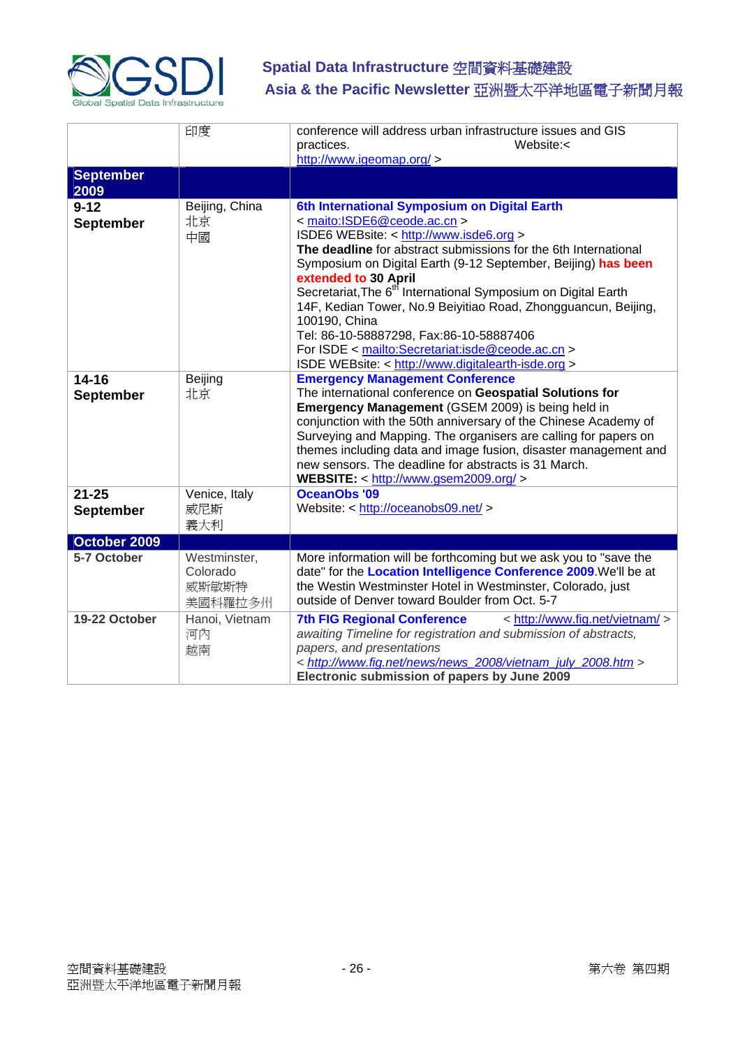| | 印度 | conference will address urban infrastructure issues and GIS practices. Website:< http://www.igeomap.org/ > |
|---|---|---|
| **September 2009** | | |
| **9-12 September** | Beijing, China 北京 中國 | **6th International Symposium on Digital Earth**<br>< maito:ISDE6@ceode.ac.cn ><br>ISDE6 WEBsite: < http://www.isde6.org ><br>**The deadline** for abstract submissions for the 6th International Symposium on Digital Earth (9-12 September, Beijing) **has been extended to 30 April**<br>Secretariat,The 6th International Symposium on Digital Earth 14F, Kedian Tower, No.9 Beiyitiao Road, Zhongguancun, Beijing, 100190, China<br>Tel: 86-10-58887298, Fax:86-10-58887406<br>For ISDE < mailto:Secretariat:isde@ceode.ac.cn ><br>ISDE WEBsite: < http://www.digitalearth-isde.org > |
| **14-16 September** | Beijing 北京 | **Emergency Management Conference**<br>The international conference on **Geospatial Solutions for Emergency Management** (GSEM 2009) is being held in conjunction with the 50th anniversary of the Chinese Academy of Surveying and Mapping. The organisers are calling for papers on themes including data and image fusion, disaster management and new sensors. The deadline for abstracts is 31 March.<br>**WEBSITE:** < http://www.gsem2009.org/ > |
| **21-25 September** | Venice, Italy 威尼斯 義大利 | **OceanObs '09**<br>Website: < http://oceanobs09.net/ > |
| **October 2009** | | |
| **5-7 October** | Westminster, Colorado 威斯敏斯特 美國科羅拉多州 | More information will be forthcoming but we ask you to "save the date" for the **Location Intelligence Conference 2009**.We'll be at the Westin Westminster Hotel in Westminster, Colorado, just outside of Denver toward Boulder from Oct. 5-7 |
| **19-22 October** | Hanoi, Vietnam 河內 越南 | **7th FIG Regional Conference** < http://www.fig.net/vietnam/ ><br>*awaiting Timeline for registration and submission of abstracts, papers, and presentations*<br>*< http://www.fig.net/news/news_2008/vietnam_july_2008.htm >*<br>**Electronic submission of papers by June 2009** |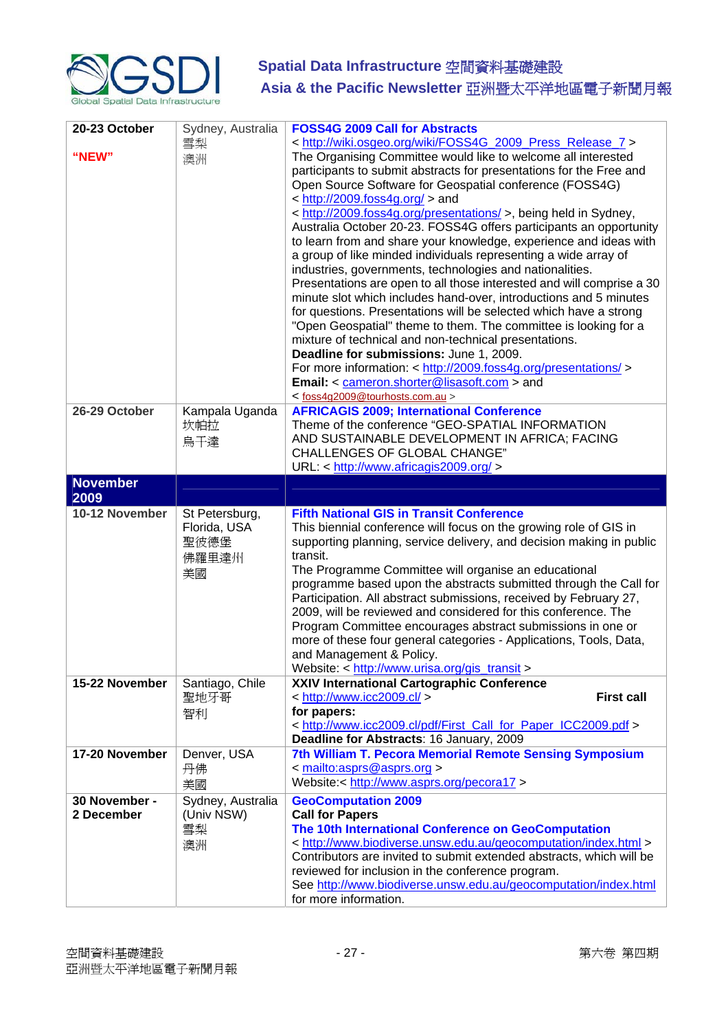| | | |
|---|---|---|
| **20-23 October**<br><br>**"NEW"** | Sydney, Australia<br>雪梨<br>澳洲 | **FOSS4G 2009 Call for Abstracts**<br>< http://wiki.osgeo.org/wiki/FOSS4G_2009_Press_Release_7 ><br>The Organising Committee would like to welcome all interested participants to submit abstracts for presentations for the Free and Open Source Software for Geospatial conference (FOSS4G)<br>< http://2009.foss4g.org/ > and<br>< http://2009.foss4g.org/presentations/ >, being held in Sydney, Australia October 20-23. FOSS4G offers participants an opportunity to learn from and share your knowledge, experience and ideas with a group of like minded individuals representing a wide array of industries, governments, technologies and nationalities.<br>Presentations are open to all those interested and will comprise a 30 minute slot which includes hand-over, introductions and 5 minutes for questions. Presentations will be selected which have a strong "Open Geospatial" theme to them. The committee is looking for a mixture of technical and non-technical presentations.<br>**Deadline for submissions:** June 1, 2009.<br>For more information: < http://2009.foss4g.org/presentations/ ><br>**Email:** < cameron.shorter@lisasoft.com > and<br>< foss4g2009@tourhosts.com.au > |
| **26-29 October** | Kampala Uganda<br>坎帕拉<br>烏干達 | **AFRICAGIS 2009; International Conference**<br>Theme of the conference "GEO-SPATIAL INFORMATION AND SUSTAINABLE DEVELOPMENT IN AFRICA; FACING CHALLENGES OF GLOBAL CHANGE"<br>URL: < http://www.africagis2009.org/ > |
| **November 2009** | | |
| **10-12 November** | St Petersburg, Florida, USA<br>聖彼德堡<br>佛羅里達州<br>美國 | **Fifth National GIS in Transit Conference**<br>This biennial conference will focus on the growing role of GIS in supporting planning, service delivery, and decision making in public transit.<br>The Programme Committee will organise an educational programme based upon the abstracts submitted through the Call for Participation. All abstract submissions, received by February 27, 2009, will be reviewed and considered for this conference. The Program Committee encourages abstract submissions in one or more of these four general categories - Applications, Tools, Data, and Management & Policy.<br>Website: < http://www.urisa.org/gis_transit > |
| **15-22 November** | Santiago, Chile<br>聖地牙哥<br>智利 | **XXIV International Cartographic Conference**<br>< http://www.icc2009.cl/ > **First call for papers:**<br>< http://www.icc2009.cl/pdf/First_Call_for_Paper_ICC2009.pdf ><br>**Deadline for Abstracts**: 16 January, 2009 |
| **17-20 November** | Denver, USA<br>丹佛<br>美國 | **7th William T. Pecora Memorial Remote Sensing Symposium**<br>< mailto:asprs@asprs.org ><br>Website:< http://www.asprs.org/pecora17 > |
| **30 November - 2 December** | Sydney, Australia (Univ NSW)<br>雪梨<br>澳洲 | **GeoComputation 2009**<br>**Call for Papers**<br>**The 10th International Conference on GeoComputation**<br>< http://www.biodiverse.unsw.edu.au/geocomputation/index.html ><br>Contributors are invited to submit extended abstracts, which will be reviewed for inclusion in the conference program.<br>See http://www.biodiverse.unsw.edu.au/geocomputation/index.html for more information. |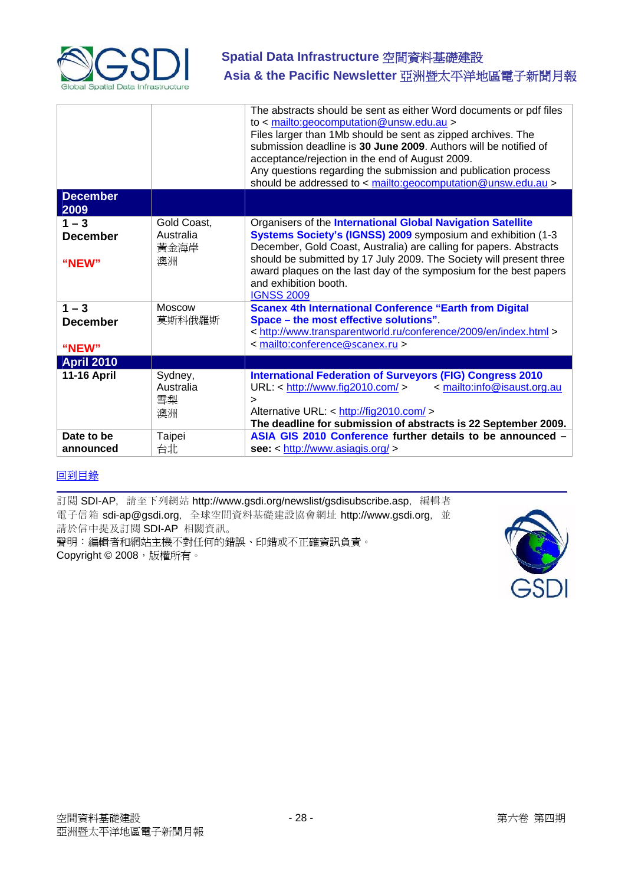| | | |
|---|---|---|
| | | The abstracts should be sent as either Word documents or pdf files to < mailto:geocomputation@unsw.edu.au ><br>Files larger than 1Mb should be sent as zipped archives. The submission deadline is **30 June 2009**. Authors will be notified of acceptance/rejection in the end of August 2009.<br>Any questions regarding the submission and publication process should be addressed to < mailto:geocomputation@unsw.edu.au > |
| **December 2009** | | |
| **1 – 3 December**<br><br>**"NEW"** | Gold Coast, Australia<br>黃金海岸<br>澳洲 | Organisers of the **International Global Navigation Satellite Systems Society's (IGNSS) 2009** symposium and exhibition (1-3 December, Gold Coast, Australia) are calling for papers. Abstracts should be submitted by 17 July 2009. The Society will present three award plaques on the last day of the symposium for the best papers and exhibition booth.<br>IGNSS 2009 |
| **1 – 3 December**<br><br>**"NEW"** | Moscow<br>莫斯科俄羅斯 | **Scanex 4th International Conference "Earth from Digital Space – the most effective solutions"**.<br>< http://www.transparentworld.ru/conference/2009/en/index.html ><br>< mailto:conference@scanex.ru > |
| **April 2010** | | |
| **11-16 April** | Sydney, Australia<br>雪梨<br>澳洲 | **International Federation of Surveyors (FIG) Congress 2010**<br>URL: < http://www.fig2010.com/ > < mailto:info@isaust.org.au ><br>Alternative URL: < http://fig2010.com/ ><br>**The deadline for submission of abstracts is 22 September 2009.** |
| **Date to be announced** | Taipei<br>台北 | **ASIA GIS 2010 Conference further details to be announced – see:** < http://www.asiagis.org/ > |

回到目錄

訂閱 SDI-AP, 請至下列網站 http://www.gsdi.org/newslist/gsdisubscribe.asp, 編輯者電子信箱 sdi-ap@gsdi.org, 全球空間資料基礎建設協會網址 http://www.gsdi.org, 並請於信中提及訂閱 SDI-AP 相關資訊。
聲明：編輯者和網站主機不對任何的錯誤、印錯或不正確資訊負責。
Copyright © 2008，版權所有。